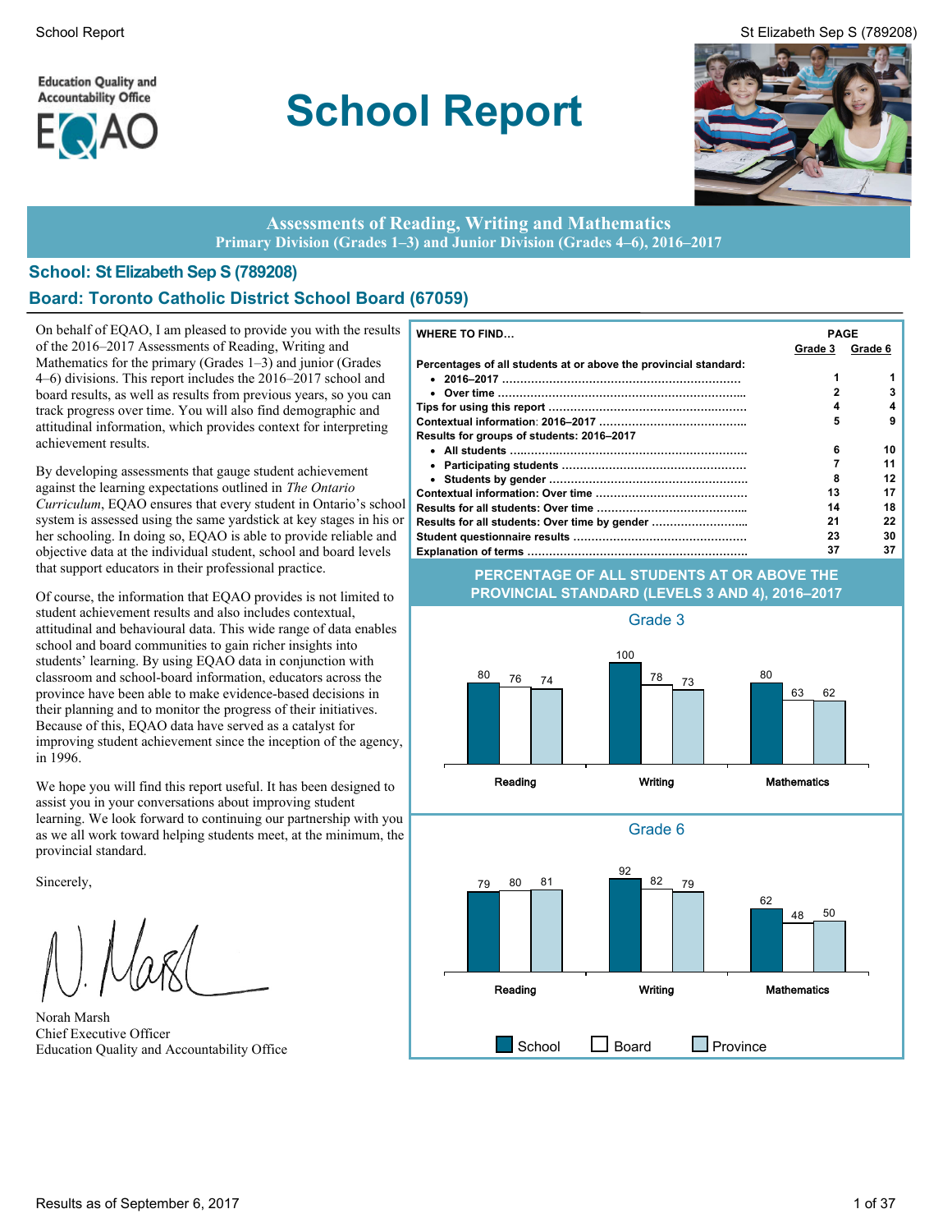# School Report

**Assessments of Reading, Writing and Mathematics**
**Primary Division (Grades 1–3) and Junior Division (Grades 4–6), 2016–2017**

## School: St Elizabeth Sep S (789208)

## Board: Toronto Catholic District School Board (67059)

On behalf of EQAO, I am pleased to provide you with the results of the 2016–2017 Assessments of Reading, Writing and Mathematics for the primary (Grades 1–3) and junior (Grades 4–6) divisions. This report includes the 2016–2017 school and board results, as well as results from previous years, so you can track progress over time. You will also find demographic and attitudinal information, which provides context for interpreting achievement results.

By developing assessments that gauge student achievement against the learning expectations outlined in *The Ontario Curriculum*, EQAO ensures that every student in Ontario's school system is assessed using the same yardstick at key stages in his or her schooling. In doing so, EQAO is able to provide reliable and objective data at the individual student, school and board levels that support educators in their professional practice.

Of course, the information that EQAO provides is not limited to student achievement results and also includes contextual, attitudinal and behavioural data. This wide range of data enables school and board communities to gain richer insights into students' learning. By using EQAO data in conjunction with classroom and school-board information, educators across the province have been able to make evidence-based decisions in their planning and to monitor the progress of their initiatives. Because of this, EQAO data have served as a catalyst for improving student achievement since the inception of the agency, in 1996.

We hope you will find this report useful. It has been designed to assist you in your conversations about improving student learning. We look forward to continuing our partnership with you as we all work toward helping students meet, at the minimum, the provincial standard.

Sincerely,

Norah Marsh
Chief Executive Officer
Education Quality and Accountability Office

| WHERE TO FIND... | PAGE Grade 3 | PAGE Grade 6 |
|---|---|---|
| **Percentages of all students at or above the provincial standard:** | | |
| • 2016–2017 | 1 | 1 |
| • Over time | 2 | 3 |
| **Tips for using this report** | 4 | 4 |
| **Contextual information: 2016–2017** | 5 | 9 |
| **Results for groups of students: 2016–2017** | | |
| • All students | 6 | 10 |
| • Participating students | 7 | 11 |
| • Students by gender | 8 | 12 |
| **Contextual information: Over time** | 13 | 17 |
| **Results for all students: Over time** | 14 | 18 |
| **Results for all students: Over time by gender** | 21 | 22 |
| **Student questionnaire results** | 23 | 30 |
| **Explanation of terms** | 37 | 37 |

### PERCENTAGE OF ALL STUDENTS AT OR ABOVE THE PROVINCIAL STANDARD (LEVELS 3 AND 4), 2016–2017

**Grade 3**

| | School | Board | Province |
|---|---|---|---|
| Reading | 80 | 76 | 74 |
| Writing | 100 | 78 | 73 |
| Mathematics | 80 | 63 | 62 |

**Grade 6**

| | School | Board | Province |
|---|---|---|---|
| Reading | 79 | 80 | 81 |
| Writing | 92 | 82 | 79 |
| Mathematics | 62 | 48 | 50 |

Results as of September 6, 2017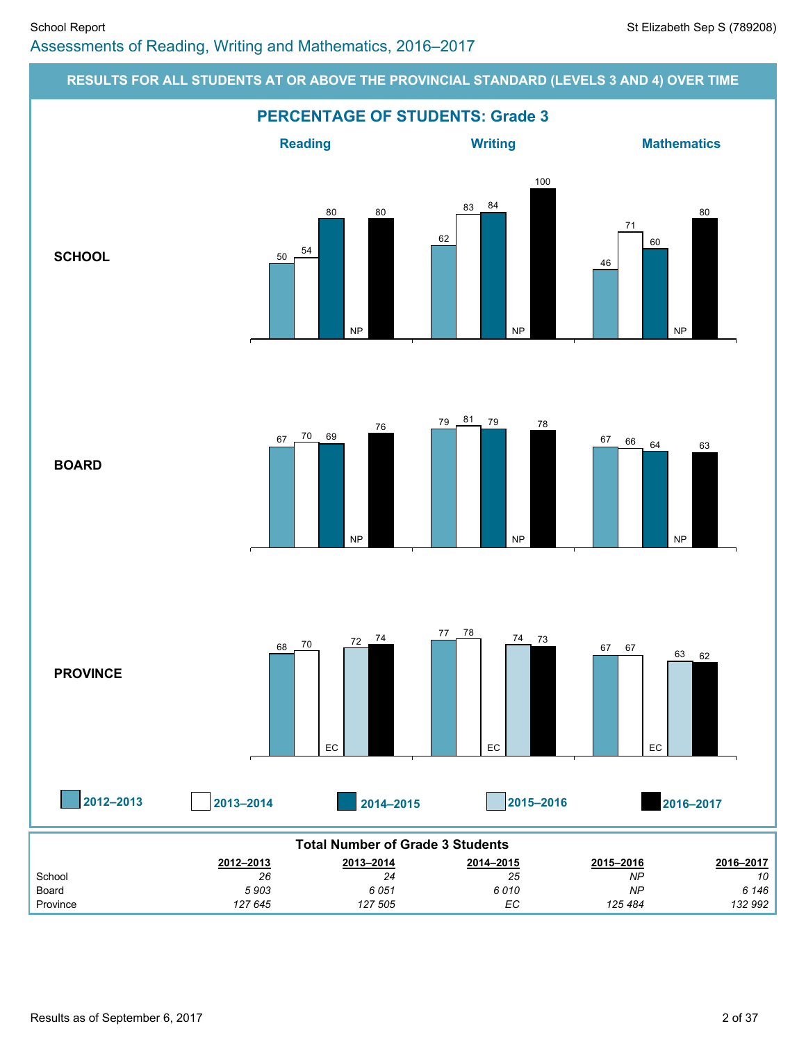School Report

St Elizabeth Sep S (789208)

## Assessments of Reading, Writing and Mathematics, 2016–2017

### RESULTS FOR ALL STUDENTS AT OR ABOVE THE PROVINCIAL STANDARD (LEVELS 3 AND 4) OVER TIME

#### PERCENTAGE OF STUDENTS: Grade 3

**SCHOOL**

| | 2012–2013 | 2013–2014 | 2014–2015 | 2015–2016 | 2016–2017 |
|---|---|---|---|---|---|
| Reading | 50 | 54 | 80 | NP | 80 |
| Writing | 62 | 83 | 84 | NP | 100 |
| Mathematics | 46 | 71 | 60 | NP | 80 |

**BOARD**

| | 2012–2013 | 2013–2014 | 2014–2015 | 2015–2016 | 2016–2017 |
|---|---|---|---|---|---|
| Reading | 67 | 70 | 69 | NP | 76 |
| Writing | 79 | 81 | 79 | NP | 78 |
| Mathematics | 67 | 66 | 64 | NP | 63 |

**PROVINCE**

| | 2012–2013 | 2013–2014 | 2014–2015 | 2015–2016 | 2016–2017 |
|---|---|---|---|---|---|
| Reading | 68 | 70 | EC | 72 | 74 |
| Writing | 77 | 78 | EC | 74 | 73 |
| Mathematics | 67 | 67 | EC | 63 | 62 |

**Total Number of Grade 3 Students**

| | 2012–2013 | 2013–2014 | 2014–2015 | 2015–2016 | 2016–2017 |
|---|---|---|---|---|---|
| School | *26* | *24* | *25* | *NP* | *10* |
| Board | *5 903* | *6 051* | *6 010* | *NP* | *6 146* |
| Province | *127 645* | *127 505* | *EC* | *125 484* | *132 992* |

Results as of September 6, 2017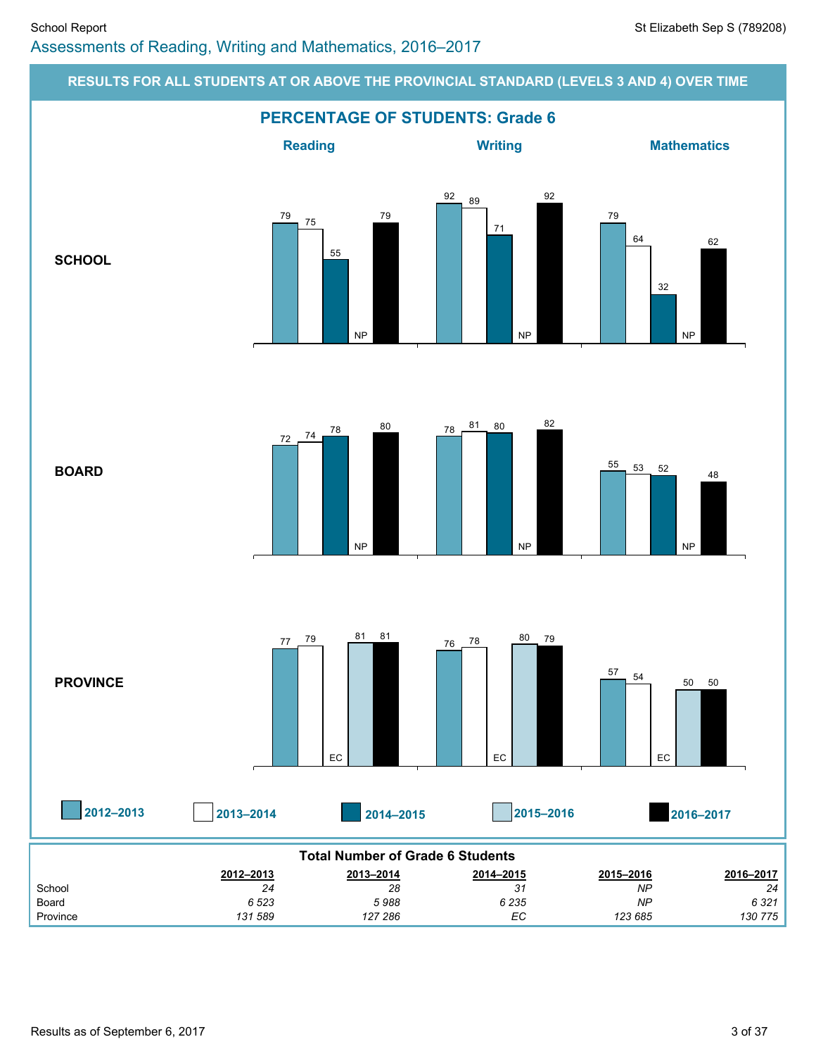School Report

St Elizabeth Sep S (789208)

## Assessments of Reading, Writing and Mathematics, 2016–2017

### RESULTS FOR ALL STUDENTS AT OR ABOVE THE PROVINCIAL STANDARD (LEVELS 3 AND 4) OVER TIME

#### PERCENTAGE OF STUDENTS: Grade 6

**SCHOOL**

| | 2012–2013 | 2013–2014 | 2014–2015 | 2015–2016 | 2016–2017 |
|---|---|---|---|---|---|
| Reading | 79 | 75 | 55 | NP | 79 |
| Writing | 92 | 89 | 71 | NP | 92 |
| Mathematics | 79 | 64 | 32 | NP | 62 |

**BOARD**

| | 2012–2013 | 2013–2014 | 2014–2015 | 2015–2016 | 2016–2017 |
|---|---|---|---|---|---|
| Reading | 72 | 74 | 78 | NP | 80 |
| Writing | 78 | 81 | 80 | NP | 82 |
| Mathematics | 55 | 53 | 52 | NP | 48 |

**PROVINCE**

| | 2012–2013 | 2013–2014 | 2014–2015 | 2015–2016 | 2016–2017 |
|---|---|---|---|---|---|
| Reading | 77 | 79 | EC | 81 | 81 |
| Writing | 76 | 78 | EC | 80 | 79 |
| Mathematics | 57 | 54 | EC | 50 | 50 |

**Total Number of Grade 6 Students**

| | 2012–2013 | 2013–2014 | 2014–2015 | 2015–2016 | 2016–2017 |
|---|---|---|---|---|---|
| School | *24* | *28* | *31* | *NP* | *24* |
| Board | *6 523* | *5 988* | *6 235* | *NP* | *6 321* |
| Province | *131 589* | *127 286* | *EC* | *123 685* | *130 775* |

Results as of September 6, 2017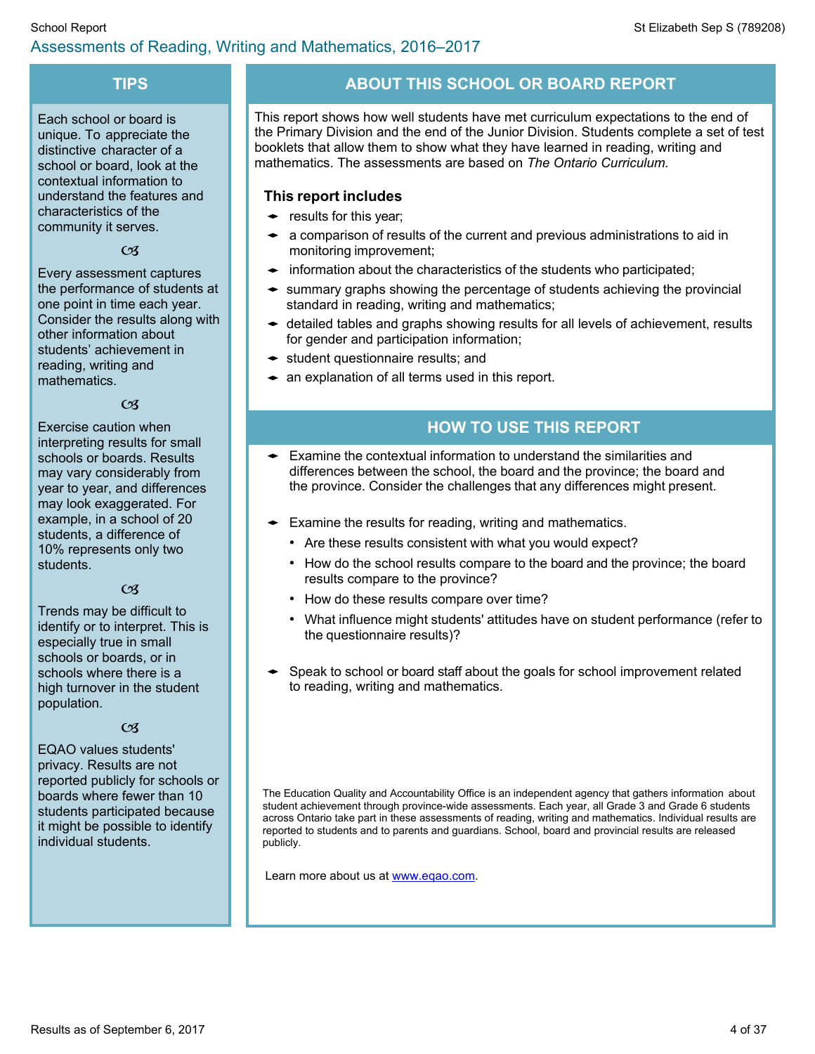## Assessments of Reading, Writing and Mathematics, 2016–2017

## TIPS

Each school or board is unique. To appreciate the distinctive character of a school or board, look at the contextual information to understand the features and characteristics of the community it serves.

Every assessment captures the performance of students at one point in time each year. Consider the results along with other information about students' achievement in reading, writing and mathematics.

Exercise caution when interpreting results for small schools or boards. Results may vary considerably from year to year, and differences may look exaggerated. For example, in a school of 20 students, a difference of 10% represents only two students.

Trends may be difficult to identify or to interpret. This is especially true in small schools or boards, or in schools where there is a high turnover in the student population.

EQAO values students' privacy. Results are not reported publicly for schools or boards where fewer than 10 students participated because it might be possible to identify individual students.

## ABOUT THIS SCHOOL OR BOARD REPORT

This report shows how well students have met curriculum expectations to the end of the Primary Division and the end of the Junior Division. Students complete a set of test booklets that allow them to show what they have learned in reading, writing and mathematics. The assessments are based on *The Ontario Curriculum.*

### This report includes

- results for this year;
- a comparison of results of the current and previous administrations to aid in monitoring improvement;
- information about the characteristics of the students who participated;
- summary graphs showing the percentage of students achieving the provincial standard in reading, writing and mathematics;
- detailed tables and graphs showing results for all levels of achievement, results for gender and participation information;
- student questionnaire results; and
- an explanation of all terms used in this report.

## HOW TO USE THIS REPORT

- Examine the contextual information to understand the similarities and differences between the school, the board and the province; the board and the province. Consider the challenges that any differences might present.
- Examine the results for reading, writing and mathematics.
  - Are these results consistent with what you would expect?
  - How do the school results compare to the board and the province; the board results compare to the province?
  - How do these results compare over time?
  - What influence might students' attitudes have on student performance (refer to the questionnaire results)?
- Speak to school or board staff about the goals for school improvement related to reading, writing and mathematics.

The Education Quality and Accountability Office is an independent agency that gathers information about student achievement through province-wide assessments. Each year, all Grade 3 and Grade 6 students across Ontario take part in these assessments of reading, writing and mathematics. Individual results are reported to students and to parents and guardians. School, board and provincial results are released publicly.

Learn more about us at [www.eqao.com](http://www.eqao.com).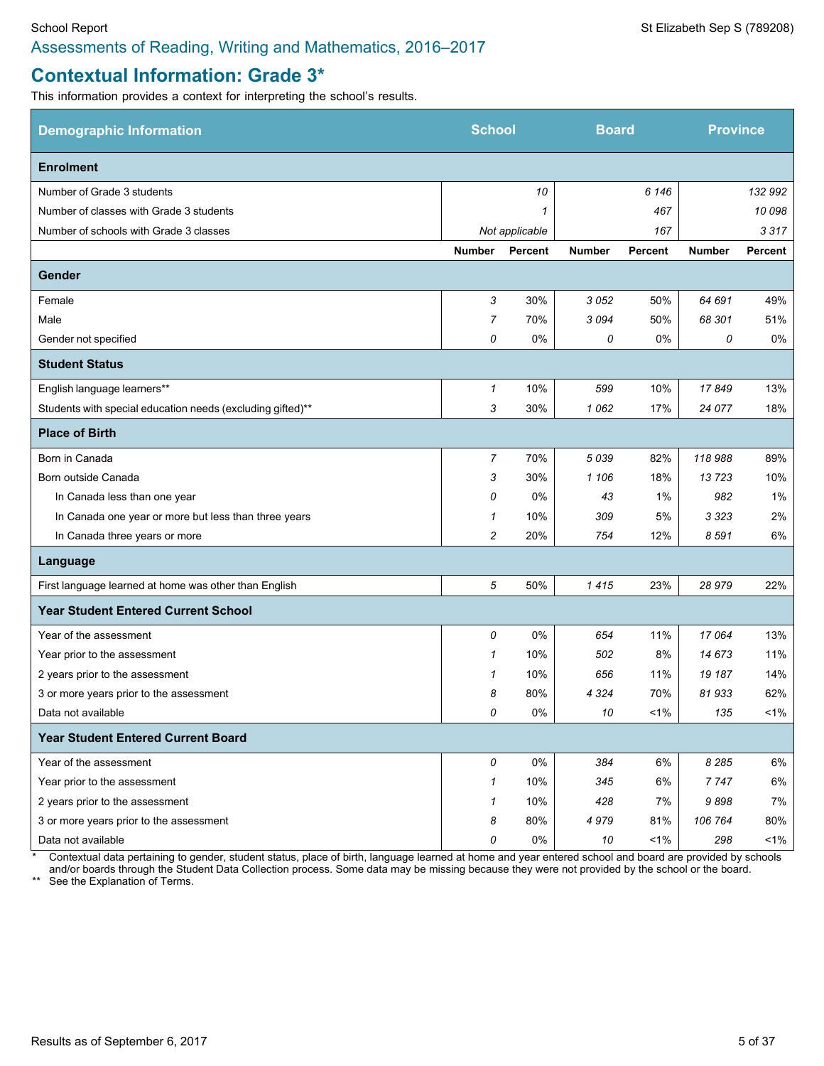Assessments of Reading, Writing and Mathematics, 2016–2017

# Contextual Information: Grade 3*

This information provides a context for interpreting the school's results.

| Demographic Information | School | | Board | | Province | |
|---|---|---|---|---|---|---|
| **Enrolment** | | | | | | |
| Number of Grade 3 students | 10 | | 6 146 | | 132 992 | |
| Number of classes with Grade 3 students | 1 | | 467 | | 10 098 | |
| Number of schools with Grade 3 classes | Not applicable | | 167 | | 3 317 | |
| | **Number** | **Percent** | **Number** | **Percent** | **Number** | **Percent** |
| **Gender** | | | | | | |
| Female | 3 | 30% | 3 052 | 50% | 64 691 | 49% |
| Male | 7 | 70% | 3 094 | 50% | 68 301 | 51% |
| Gender not specified | 0 | 0% | 0 | 0% | 0 | 0% |
| **Student Status** | | | | | | |
| English language learners** | 1 | 10% | 599 | 10% | 17 849 | 13% |
| Students with special education needs (excluding gifted)** | 3 | 30% | 1 062 | 17% | 24 077 | 18% |
| **Place of Birth** | | | | | | |
| Born in Canada | 7 | 70% | 5 039 | 82% | 118 988 | 89% |
| Born outside Canada | 3 | 30% | 1 106 | 18% | 13 723 | 10% |
| In Canada less than one year | 0 | 0% | 43 | 1% | 982 | 1% |
| In Canada one year or more but less than three years | 1 | 10% | 309 | 5% | 3 323 | 2% |
| In Canada three years or more | 2 | 20% | 754 | 12% | 8 591 | 6% |
| **Language** | | | | | | |
| First language learned at home was other than English | 5 | 50% | 1 415 | 23% | 28 979 | 22% |
| **Year Student Entered Current School** | | | | | | |
| Year of the assessment | 0 | 0% | 654 | 11% | 17 064 | 13% |
| Year prior to the assessment | 1 | 10% | 502 | 8% | 14 673 | 11% |
| 2 years prior to the assessment | 1 | 10% | 656 | 11% | 19 187 | 14% |
| 3 or more years prior to the assessment | 8 | 80% | 4 324 | 70% | 81 933 | 62% |
| Data not available | 0 | 0% | 10 | <1% | 135 | <1% |
| **Year Student Entered Current Board** | | | | | | |
| Year of the assessment | 0 | 0% | 384 | 6% | 8 285 | 6% |
| Year prior to the assessment | 1 | 10% | 345 | 6% | 7 747 | 6% |
| 2 years prior to the assessment | 1 | 10% | 428 | 7% | 9 898 | 7% |
| 3 or more years prior to the assessment | 8 | 80% | 4 979 | 81% | 106 764 | 80% |
| Data not available | 0 | 0% | 10 | <1% | 298 | <1% |

\* Contextual data pertaining to gender, student status, place of birth, language learned at home and year entered school and board are provided by schools and/or boards through the Student Data Collection process. Some data may be missing because they were not provided by the school or the board.

** See the Explanation of Terms.

Results as of September 6, 2017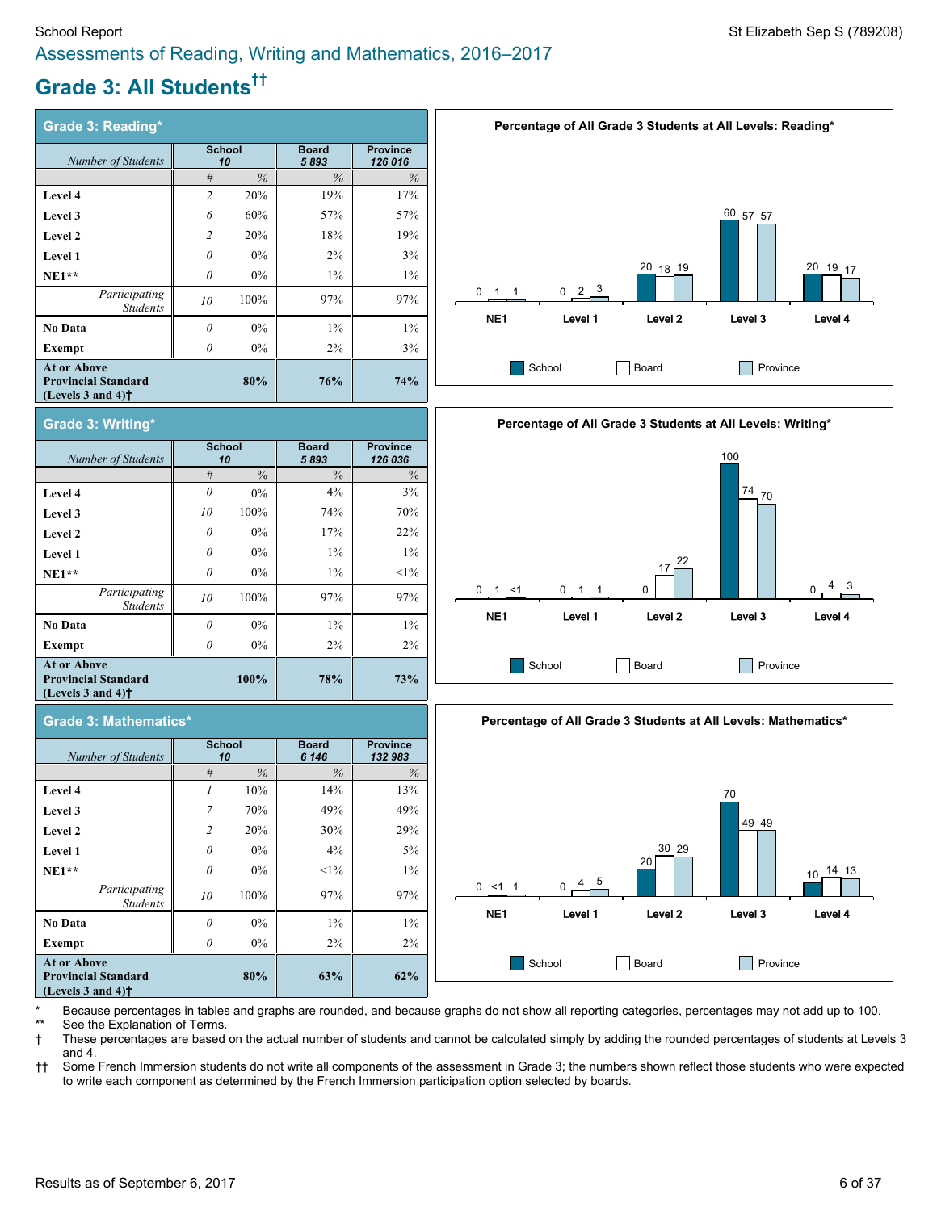School Report

St Elizabeth Sep S (789208)

## Assessments of Reading, Writing and Mathematics, 2016–2017

# Grade 3: All Students††

### Grade 3: Reading*

| *Number of Students* | School 10 | | Board 5 893 | Province 126 016 |
|---|---|---|---|---|
| | # | % | % | % |
| **Level 4** | 2 | 20% | 19% | 17% |
| **Level 3** | 6 | 60% | 57% | 57% |
| **Level 2** | 2 | 20% | 18% | 19% |
| **Level 1** | 0 | 0% | 2% | 3% |
| **NE1**** | 0 | 0% | 1% | 1% |
| *Participating Students* | 10 | 100% | 97% | 97% |
| **No Data** | 0 | 0% | 1% | 1% |
| **Exempt** | 0 | 0% | 2% | 3% |
| **At or Above Provincial Standard (Levels 3 and 4)†** | | 80% | 76% | 74% |

**Percentage of All Grade 3 Students at All Levels: Reading***

| | NE1 | Level 1 | Level 2 | Level 3 | Level 4 |
|---|---|---|---|---|---|
| School | 0 | 0 | 20 | 60 | 20 |
| Board | 1 | 2 | 18 | 57 | 19 |
| Province | 1 | 3 | 19 | 57 | 17 |

### Grade 3: Writing*

| *Number of Students* | School 10 | | Board 5 893 | Province 126 036 |
|---|---|---|---|---|
| | # | % | % | % |
| **Level 4** | 0 | 0% | 4% | 3% |
| **Level 3** | 10 | 100% | 74% | 70% |
| **Level 2** | 0 | 0% | 17% | 22% |
| **Level 1** | 0 | 0% | 1% | 1% |
| **NE1**** | 0 | 0% | 1% | <1% |
| *Participating Students* | 10 | 100% | 97% | 97% |
| **No Data** | 0 | 0% | 1% | 1% |
| **Exempt** | 0 | 0% | 2% | 2% |
| **At or Above Provincial Standard (Levels 3 and 4)†** | | 100% | 78% | 73% |

**Percentage of All Grade 3 Students at All Levels: Writing***

| | NE1 | Level 1 | Level 2 | Level 3 | Level 4 |
|---|---|---|---|---|---|
| School | 0 | 0 | 0 | 100 | 0 |
| Board | 1 | 1 | 17 | 74 | 4 |
| Province | <1 | 1 | 22 | 70 | 3 |

### Grade 3: Mathematics*

| *Number of Students* | School 10 | | Board 6 146 | Province 132 983 |
|---|---|---|---|---|
| | # | % | % | % |
| **Level 4** | 1 | 10% | 14% | 13% |
| **Level 3** | 7 | 70% | 49% | 49% |
| **Level 2** | 2 | 20% | 30% | 29% |
| **Level 1** | 0 | 0% | 4% | 5% |
| **NE1**** | 0 | 0% | <1% | 1% |
| *Participating Students* | 10 | 100% | 97% | 97% |
| **No Data** | 0 | 0% | 1% | 1% |
| **Exempt** | 0 | 0% | 2% | 2% |
| **At or Above Provincial Standard (Levels 3 and 4)†** | | 80% | 63% | 62% |

**Percentage of All Grade 3 Students at All Levels: Mathematics***

| | NE1 | Level 1 | Level 2 | Level 3 | Level 4 |
|---|---|---|---|---|---|
| School | 0 | 0 | 20 | 70 | 10 |
| Board | <1 | 4 | 30 | 49 | 14 |
| Province | 1 | 5 | 29 | 49 | 13 |

\* Because percentages in tables and graphs are rounded, and because graphs do not show all reporting categories, percentages may not add up to 100.

** See the Explanation of Terms.

† These percentages are based on the actual number of students and cannot be calculated simply by adding the rounded percentages of students at Levels 3 and 4.

†† Some French Immersion students do not write all components of the assessment in Grade 3; the numbers shown reflect those students who were expected to write each component as determined by the French Immersion participation option selected by boards.

Results as of September 6, 2017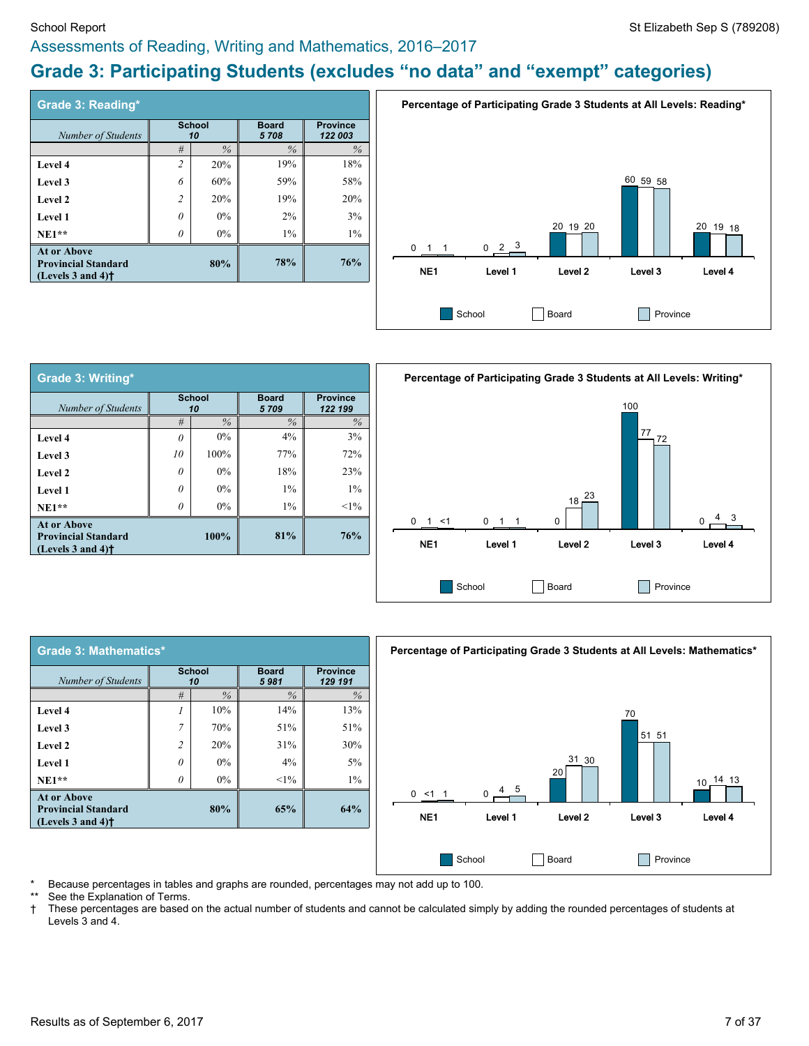## Assessments of Reading, Writing and Mathematics, 2016–2017

# Grade 3: Participating Students (excludes "no data" and "exempt" categories)

### Grade 3: Reading*

| *Number of Students* | School 10 | | Board 5 708 | Province 122 003 |
|---|---|---|---|---|
| | # | % | % | % |
| Level 4 | 2 | 20% | 19% | 18% |
| Level 3 | 6 | 60% | 59% | 58% |
| Level 2 | 2 | 20% | 19% | 20% |
| Level 1 | 0 | 0% | 2% | 3% |
| NE1** | 0 | 0% | 1% | 1% |
| At or Above Provincial Standard (Levels 3 and 4)† | | 80% | 78% | 76% |

**Percentage of Participating Grade 3 Students at All Levels: Reading***

| | NE1 | Level 1 | Level 2 | Level 3 | Level 4 |
|---|---|---|---|---|---|
| School | 0 | 0 | 20 | 60 | 20 |
| Board | 1 | 2 | 19 | 59 | 19 |
| Province | 1 | 3 | 20 | 58 | 18 |

### Grade 3: Writing*

| *Number of Students* | School 10 | | Board 5 709 | Province 122 199 |
|---|---|---|---|---|
| | # | % | % | % |
| Level 4 | 0 | 0% | 4% | 3% |
| Level 3 | 10 | 100% | 77% | 72% |
| Level 2 | 0 | 0% | 18% | 23% |
| Level 1 | 0 | 0% | 1% | 1% |
| NE1** | 0 | 0% | 1% | <1% |
| At or Above Provincial Standard (Levels 3 and 4)† | | 100% | 81% | 76% |

**Percentage of Participating Grade 3 Students at All Levels: Writing***

| | NE1 | Level 1 | Level 2 | Level 3 | Level 4 |
|---|---|---|---|---|---|
| School | 0 | 0 | 0 | 100 | 0 |
| Board | 1 | 1 | 18 | 77 | 4 |
| Province | <1 | 1 | 23 | 72 | 3 |

### Grade 3: Mathematics*

| *Number of Students* | School 10 | | Board 5 981 | Province 129 191 |
|---|---|---|---|---|
| | # | % | % | % |
| Level 4 | 1 | 10% | 14% | 13% |
| Level 3 | 7 | 70% | 51% | 51% |
| Level 2 | 2 | 20% | 31% | 30% |
| Level 1 | 0 | 0% | 4% | 5% |
| NE1** | 0 | 0% | <1% | 1% |
| At or Above Provincial Standard (Levels 3 and 4)† | | 80% | 65% | 64% |

**Percentage of Participating Grade 3 Students at All Levels: Mathematics***

| | NE1 | Level 1 | Level 2 | Level 3 | Level 4 |
|---|---|---|---|---|---|
| School | 0 | 0 | 20 | 70 | 10 |
| Board | <1 | 4 | 31 | 51 | 14 |
| Province | 1 | 5 | 30 | 51 | 13 |

\* Because percentages in tables and graphs are rounded, percentages may not add up to 100.

** See the Explanation of Terms.

† These percentages are based on the actual number of students and cannot be calculated simply by adding the rounded percentages of students at Levels 3 and 4.

Results as of September 6, 2017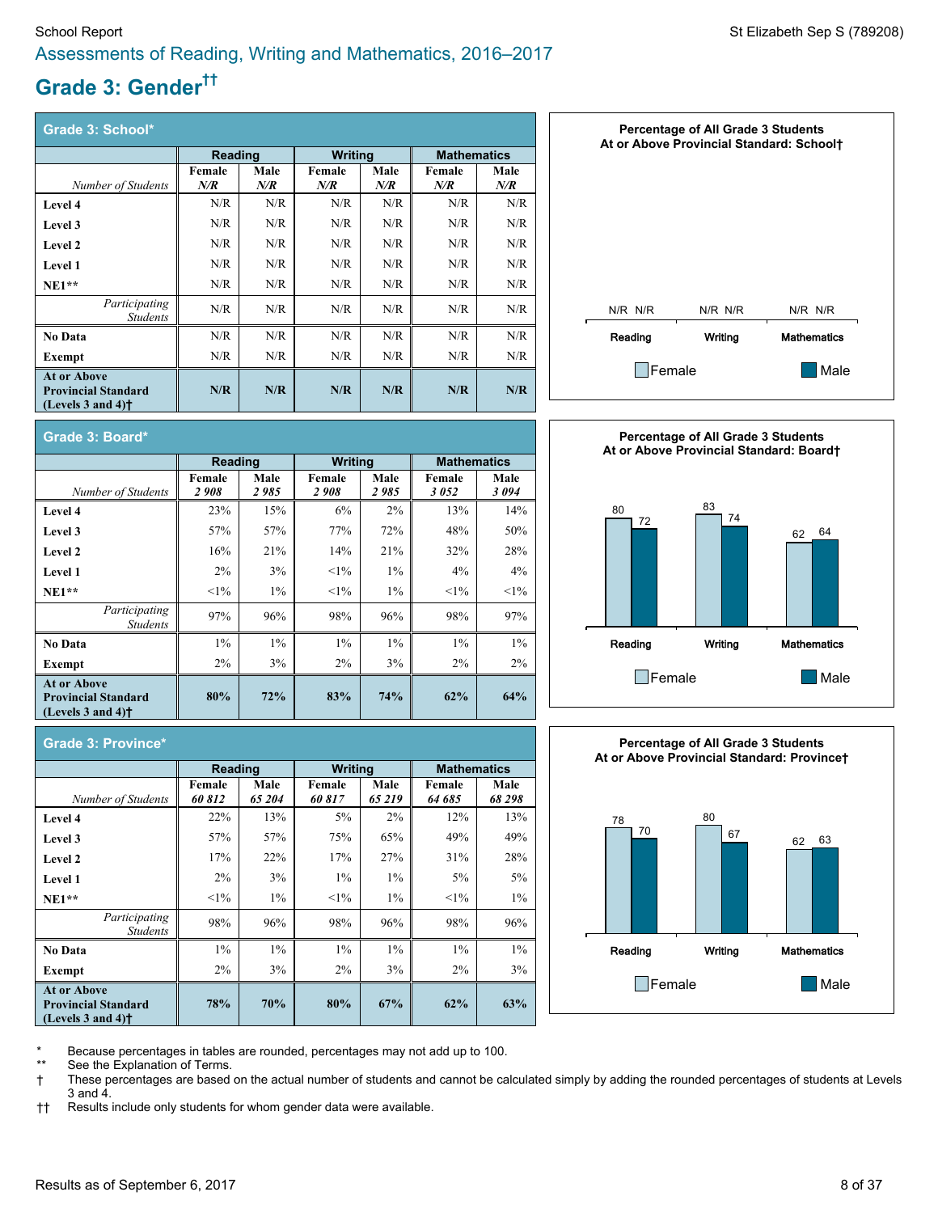School Report

St Elizabeth Sep S (789208)

## Assessments of Reading, Writing and Mathematics, 2016–2017

# Grade 3: Gender††

### Grade 3: School*

| | Reading | | Writing | | Mathematics | |
|---|---|---|---|---|---|---|
| *Number of Students* | **Female** *N/R* | **Male** *N/R* | **Female** *N/R* | **Male** *N/R* | **Female** *N/R* | **Male** *N/R* |
| **Level 4** | N/R | N/R | N/R | N/R | N/R | N/R |
| **Level 3** | N/R | N/R | N/R | N/R | N/R | N/R |
| **Level 2** | N/R | N/R | N/R | N/R | N/R | N/R |
| **Level 1** | N/R | N/R | N/R | N/R | N/R | N/R |
| **NE1**** | N/R | N/R | N/R | N/R | N/R | N/R |
| *Participating Students* | N/R | N/R | N/R | N/R | N/R | N/R |
| **No Data** | N/R | N/R | N/R | N/R | N/R | N/R |
| **Exempt** | N/R | N/R | N/R | N/R | N/R | N/R |
| **At or Above Provincial Standard (Levels 3 and 4)†** | **N/R** | **N/R** | **N/R** | **N/R** | **N/R** | **N/R** |

**Percentage of All Grade 3 Students At or Above Provincial Standard: School†**

| | Female | Male |
|---|---|---|
| Reading | N/R | N/R |
| Writing | N/R | N/R |
| Mathematics | N/R | N/R |

### Grade 3: Board*

| | Reading | | Writing | | Mathematics | |
|---|---|---|---|---|---|---|
| *Number of Students* | **Female** *2 908* | **Male** *2 985* | **Female** *2 908* | **Male** *2 985* | **Female** *3 052* | **Male** *3 094* |
| **Level 4** | 23% | 15% | 6% | 2% | 13% | 14% |
| **Level 3** | 57% | 57% | 77% | 72% | 48% | 50% |
| **Level 2** | 16% | 21% | 14% | 21% | 32% | 28% |
| **Level 1** | 2% | 3% | <1% | 1% | 4% | 4% |
| **NE1**** | <1% | 1% | <1% | 1% | <1% | <1% |
| *Participating Students* | 97% | 96% | 98% | 96% | 98% | 97% |
| **No Data** | 1% | 1% | 1% | 1% | 1% | 1% |
| **Exempt** | 2% | 3% | 2% | 3% | 2% | 2% |
| **At or Above Provincial Standard (Levels 3 and 4)†** | **80%** | **72%** | **83%** | **74%** | **62%** | **64%** |

**Percentage of All Grade 3 Students At or Above Provincial Standard: Board†**

| | Female | Male |
|---|---|---|
| Reading | 80 | 72 |
| Writing | 83 | 74 |
| Mathematics | 62 | 64 |

### Grade 3: Province*

| | Reading | | Writing | | Mathematics | |
|---|---|---|---|---|---|---|
| *Number of Students* | **Female** *60 812* | **Male** *65 204* | **Female** *60 817* | **Male** *65 219* | **Female** *64 685* | **Male** *68 298* |
| **Level 4** | 22% | 13% | 5% | 2% | 12% | 13% |
| **Level 3** | 57% | 57% | 75% | 65% | 49% | 49% |
| **Level 2** | 17% | 22% | 17% | 27% | 31% | 28% |
| **Level 1** | 2% | 3% | 1% | 1% | 5% | 5% |
| **NE1**** | <1% | 1% | <1% | 1% | <1% | 1% |
| *Participating Students* | 98% | 96% | 98% | 96% | 98% | 96% |
| **No Data** | 1% | 1% | 1% | 1% | 1% | 1% |
| **Exempt** | 2% | 3% | 2% | 3% | 2% | 3% |
| **At or Above Provincial Standard (Levels 3 and 4)†** | **78%** | **70%** | **80%** | **67%** | **62%** | **63%** |

**Percentage of All Grade 3 Students At or Above Provincial Standard: Province†**

| | Female | Male |
|---|---|---|
| Reading | 78 | 70 |
| Writing | 80 | 67 |
| Mathematics | 62 | 63 |

\* Because percentages in tables are rounded, percentages may not add up to 100.

** See the Explanation of Terms.

† These percentages are based on the actual number of students and cannot be calculated simply by adding the rounded percentages of students at Levels 3 and 4.

†† Results include only students for whom gender data were available.

Results as of September 6, 2017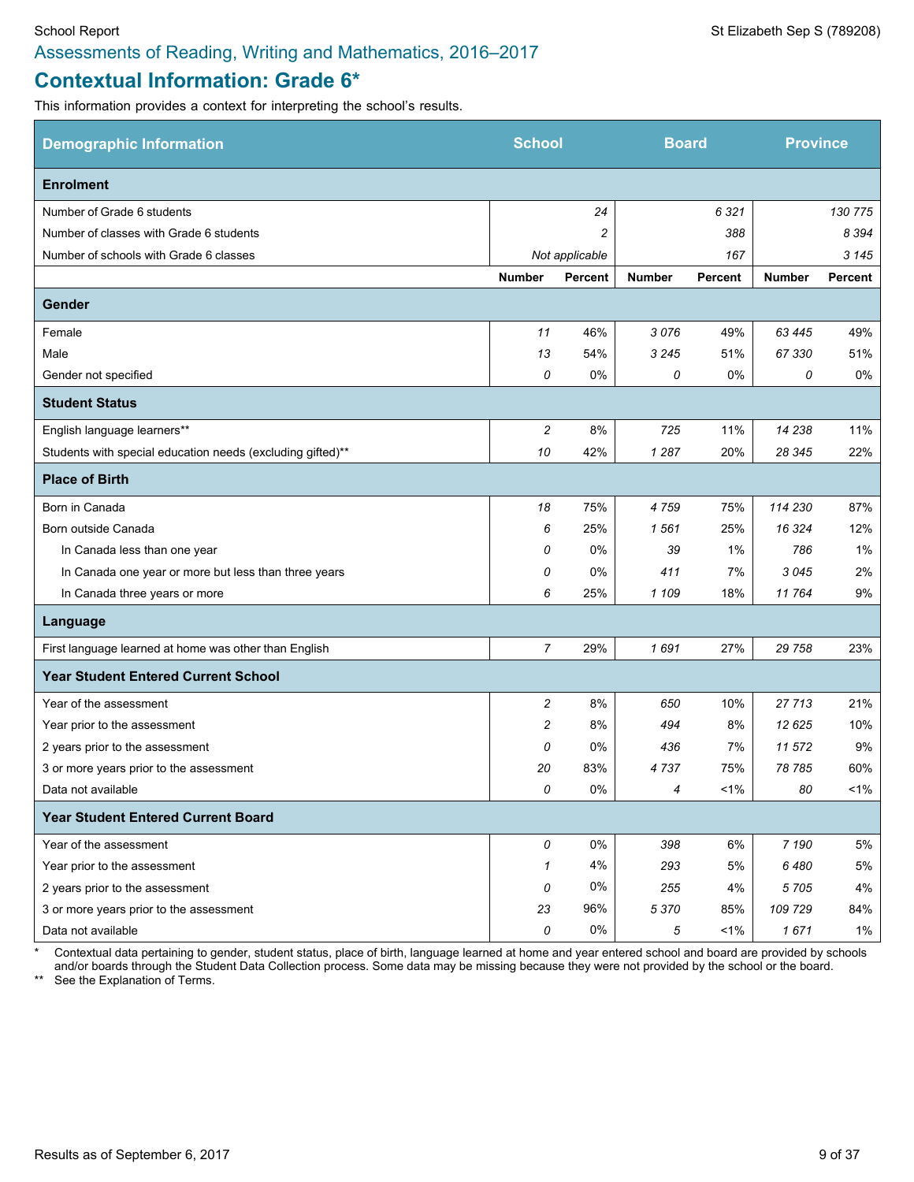Assessments of Reading, Writing and Mathematics, 2016–2017

# Contextual Information: Grade 6*

This information provides a context for interpreting the school's results.

| Demographic Information | School | | Board | | Province | |
|---|---|---|---|---|---|---|
| **Enrolment** | | | | | | |
| Number of Grade 6 students | | *24* | | *6 321* | | *130 775* |
| Number of classes with Grade 6 students | | *2* | | *388* | | *8 394* |
| Number of schools with Grade 6 classes | | *Not applicable* | | *167* | | *3 145* |
| | **Number** | **Percent** | **Number** | **Percent** | **Number** | **Percent** |
| **Gender** | | | | | | |
| Female | *11* | 46% | *3 076* | 49% | *63 445* | 49% |
| Male | *13* | 54% | *3 245* | 51% | *67 330* | 51% |
| Gender not specified | *0* | 0% | *0* | 0% | *0* | 0% |
| **Student Status** | | | | | | |
| English language learners** | *2* | 8% | *725* | 11% | *14 238* | 11% |
| Students with special education needs (excluding gifted)** | *10* | 42% | *1 287* | 20% | *28 345* | 22% |
| **Place of Birth** | | | | | | |
| Born in Canada | *18* | 75% | *4 759* | 75% | *114 230* | 87% |
| Born outside Canada | *6* | 25% | *1 561* | 25% | *16 324* | 12% |
| In Canada less than one year | *0* | 0% | *39* | 1% | *786* | 1% |
| In Canada one year or more but less than three years | *0* | 0% | *411* | 7% | *3 045* | 2% |
| In Canada three years or more | *6* | 25% | *1 109* | 18% | *11 764* | 9% |
| **Language** | | | | | | |
| First language learned at home was other than English | *7* | 29% | *1 691* | 27% | *29 758* | 23% |
| **Year Student Entered Current School** | | | | | | |
| Year of the assessment | *2* | 8% | *650* | 10% | *27 713* | 21% |
| Year prior to the assessment | *2* | 8% | *494* | 8% | *12 625* | 10% |
| 2 years prior to the assessment | *0* | 0% | *436* | 7% | *11 572* | 9% |
| 3 or more years prior to the assessment | *20* | 83% | *4 737* | 75% | *78 785* | 60% |
| Data not available | *0* | 0% | *4* | <1% | *80* | <1% |
| **Year Student Entered Current Board** | | | | | | |
| Year of the assessment | *0* | 0% | *398* | 6% | *7 190* | 5% |
| Year prior to the assessment | *1* | 4% | *293* | 5% | *6 480* | 5% |
| 2 years prior to the assessment | *0* | 0% | *255* | 4% | *5 705* | 4% |
| 3 or more years prior to the assessment | *23* | 96% | *5 370* | 85% | *109 729* | 84% |
| Data not available | *0* | 0% | *5* | <1% | *1 671* | 1% |

\* Contextual data pertaining to gender, student status, place of birth, language learned at home and year entered school and board are provided by schools and/or boards through the Student Data Collection process. Some data may be missing because they were not provided by the school or the board.

** See the Explanation of Terms.

Results as of September 6, 2017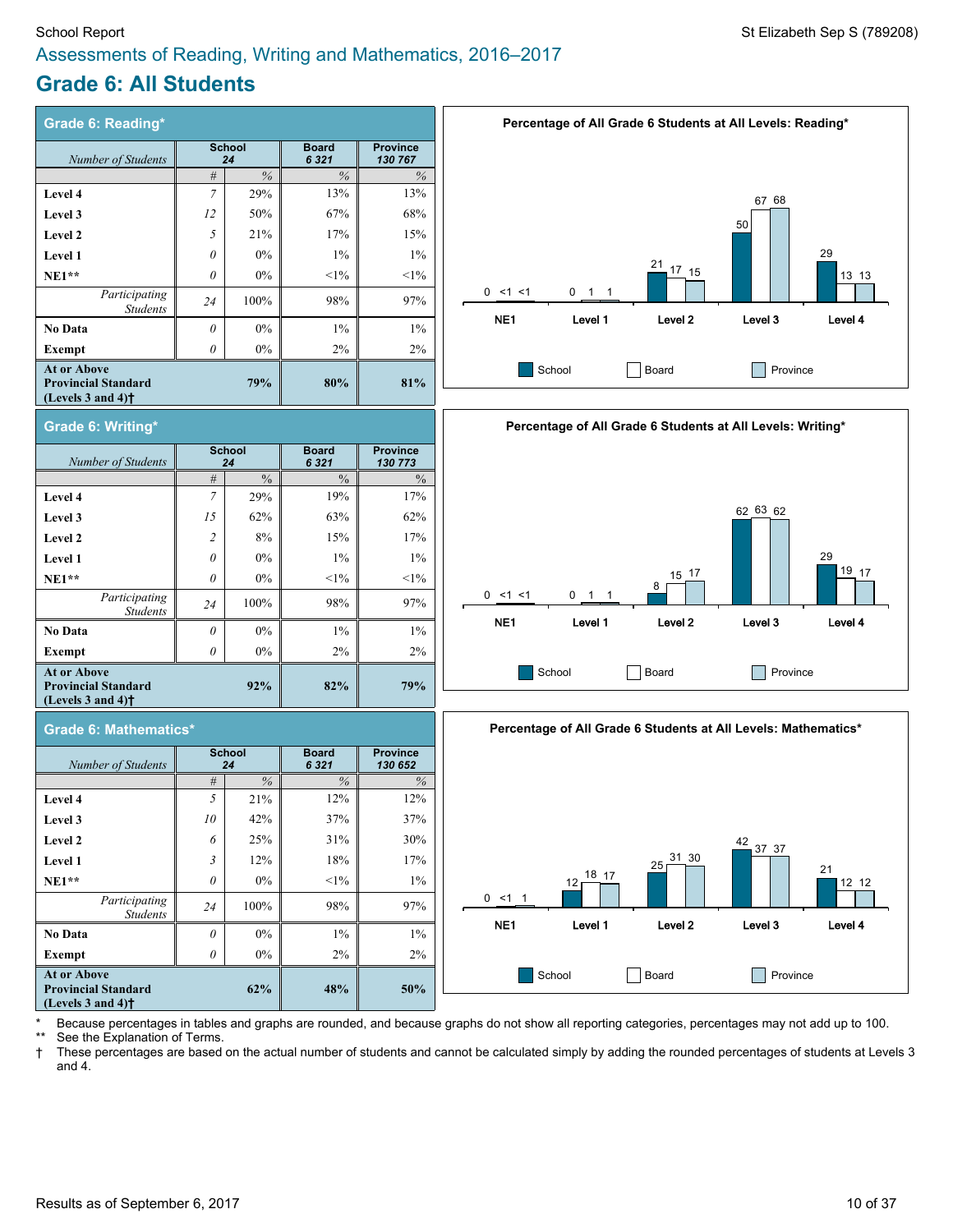School Report

St Elizabeth Sep S (789208)

## Assessments of Reading, Writing and Mathematics, 2016–2017

# Grade 6: All Students

## Grade 6: Reading*

| *Number of Students* | School 24 | | Board 6 321 | Province 130 767 |
|---|---|---|---|---|
| | # | % | % | % |
| **Level 4** | 7 | 29% | 13% | 13% |
| **Level 3** | 12 | 50% | 67% | 68% |
| **Level 2** | 5 | 21% | 17% | 15% |
| **Level 1** | 0 | 0% | 1% | 1% |
| **NE1**** | 0 | 0% | <1% | <1% |
| *Participating Students* | 24 | 100% | 98% | 97% |
| **No Data** | 0 | 0% | 1% | 1% |
| **Exempt** | 0 | 0% | 2% | 2% |
| **At or Above Provincial Standard (Levels 3 and 4)†** | | **79%** | **80%** | **81%** |

**Percentage of All Grade 6 Students at All Levels: Reading***

| | NE1 | Level 1 | Level 2 | Level 3 | Level 4 |
|---|---|---|---|---|---|
| School | 0 | 0 | 21 | 50 | 29 |
| Board | <1 | 1 | 17 | 67 | 13 |
| Province | <1 | 1 | 15 | 68 | 13 |

## Grade 6: Writing*

| *Number of Students* | School 24 | | Board 6 321 | Province 130 773 |
|---|---|---|---|---|
| | # | % | % | % |
| **Level 4** | 7 | 29% | 19% | 17% |
| **Level 3** | 15 | 62% | 63% | 62% |
| **Level 2** | 2 | 8% | 15% | 17% |
| **Level 1** | 0 | 0% | 1% | 1% |
| **NE1**** | 0 | 0% | <1% | <1% |
| *Participating Students* | 24 | 100% | 98% | 97% |
| **No Data** | 0 | 0% | 1% | 1% |
| **Exempt** | 0 | 0% | 2% | 2% |
| **At or Above Provincial Standard (Levels 3 and 4)†** | | **92%** | **82%** | **79%** |

**Percentage of All Grade 6 Students at All Levels: Writing***

| | NE1 | Level 1 | Level 2 | Level 3 | Level 4 |
|---|---|---|---|---|---|
| School | 0 | 0 | 8 | 62 | 29 |
| Board | <1 | 1 | 15 | 63 | 19 |
| Province | <1 | 1 | 17 | 62 | 17 |

## Grade 6: Mathematics*

| *Number of Students* | School 24 | | Board 6 321 | Province 130 652 |
|---|---|---|---|---|
| | # | % | % | % |
| **Level 4** | 5 | 21% | 12% | 12% |
| **Level 3** | 10 | 42% | 37% | 37% |
| **Level 2** | 6 | 25% | 31% | 30% |
| **Level 1** | 3 | 12% | 18% | 17% |
| **NE1**** | 0 | 0% | <1% | 1% |
| *Participating Students* | 24 | 100% | 98% | 97% |
| **No Data** | 0 | 0% | 1% | 1% |
| **Exempt** | 0 | 0% | 2% | 2% |
| **At or Above Provincial Standard (Levels 3 and 4)†** | | **62%** | **48%** | **50%** |

**Percentage of All Grade 6 Students at All Levels: Mathematics***

| | NE1 | Level 1 | Level 2 | Level 3 | Level 4 |
|---|---|---|---|---|---|
| School | 0 | 12 | 25 | 42 | 21 |
| Board | <1 | 18 | 31 | 37 | 12 |
| Province | 1 | 17 | 30 | 37 | 12 |

\* Because percentages in tables and graphs are rounded, and because graphs do not show all reporting categories, percentages may not add up to 100.

** See the Explanation of Terms.

† These percentages are based on the actual number of students and cannot be calculated simply by adding the rounded percentages of students at Levels 3 and 4.

Results as of September 6, 2017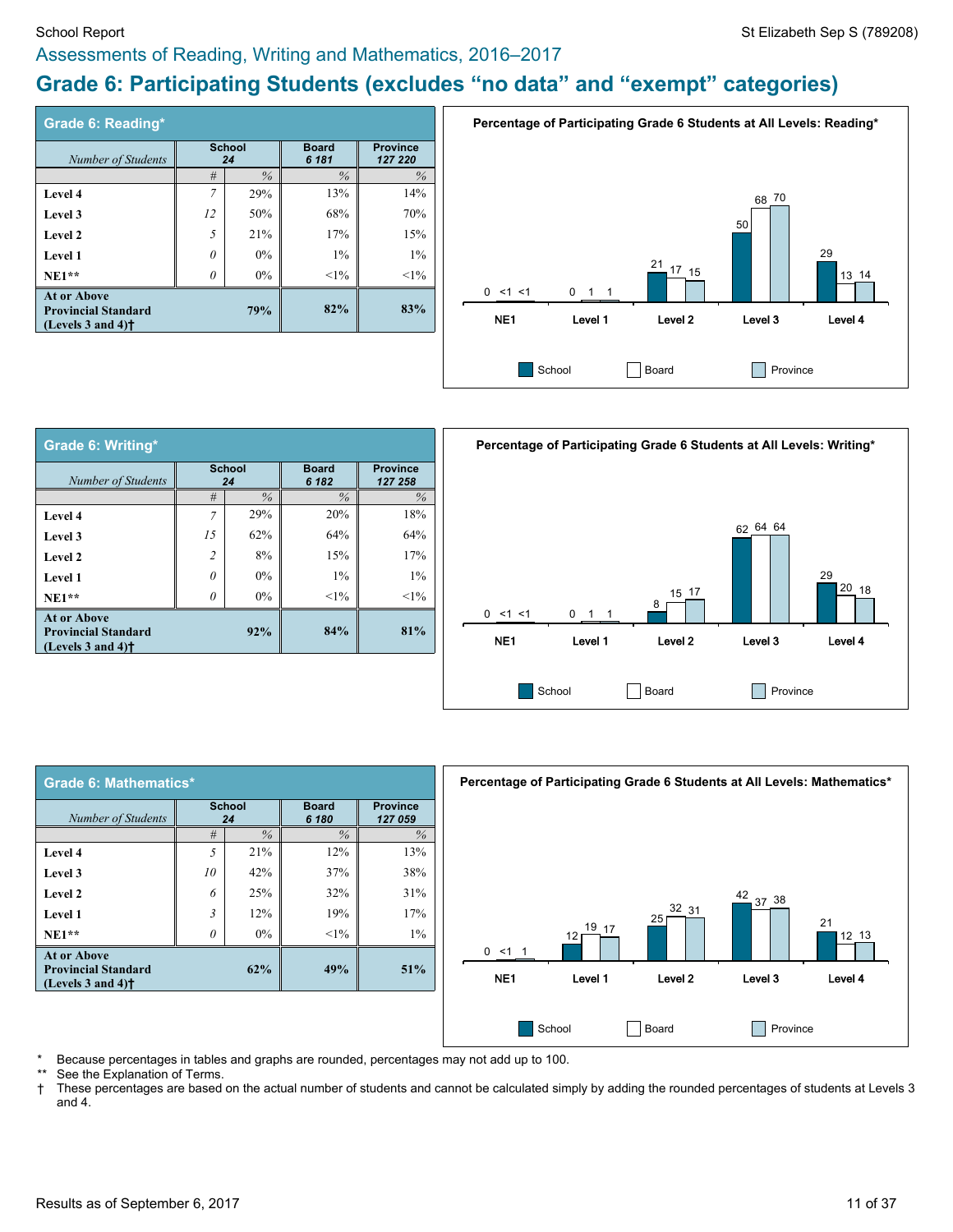## Assessments of Reading, Writing and Mathematics, 2016–2017

# Grade 6: Participating Students (excludes "no data" and "exempt" categories)

### Grade 6: Reading*

| *Number of Students* | School 24 | | Board 6 181 | Province 127 220 |
|---|---|---|---|---|
| | # | % | % | % |
| Level 4 | 7 | 29% | 13% | 14% |
| Level 3 | 12 | 50% | 68% | 70% |
| Level 2 | 5 | 21% | 17% | 15% |
| Level 1 | 0 | 0% | 1% | 1% |
| NE1** | 0 | 0% | <1% | <1% |
| At or Above Provincial Standard (Levels 3 and 4)† | | 79% | 82% | 83% |

**Percentage of Participating Grade 6 Students at All Levels: Reading***

| | NE1 | Level 1 | Level 2 | Level 3 | Level 4 |
|---|---|---|---|---|---|
| School | 0 | 0 | 21 | 50 | 29 |
| Board | <1 | 1 | 17 | 68 | 13 |
| Province | <1 | 1 | 15 | 70 | 14 |

### Grade 6: Writing*

| *Number of Students* | School 24 | | Board 6 182 | Province 127 258 |
|---|---|---|---|---|
| | # | % | % | % |
| Level 4 | 7 | 29% | 20% | 18% |
| Level 3 | 15 | 62% | 64% | 64% |
| Level 2 | 2 | 8% | 15% | 17% |
| Level 1 | 0 | 0% | 1% | 1% |
| NE1** | 0 | 0% | <1% | <1% |
| At or Above Provincial Standard (Levels 3 and 4)† | | 92% | 84% | 81% |

**Percentage of Participating Grade 6 Students at All Levels: Writing***

| | NE1 | Level 1 | Level 2 | Level 3 | Level 4 |
|---|---|---|---|---|---|
| School | 0 | 0 | 8 | 62 | 29 |
| Board | <1 | 1 | 15 | 64 | 20 |
| Province | <1 | 1 | 17 | 64 | 18 |

### Grade 6: Mathematics*

| *Number of Students* | School 24 | | Board 6 180 | Province 127 059 |
|---|---|---|---|---|
| | # | % | % | % |
| Level 4 | 5 | 21% | 12% | 13% |
| Level 3 | 10 | 42% | 37% | 38% |
| Level 2 | 6 | 25% | 32% | 31% |
| Level 1 | 3 | 12% | 19% | 17% |
| NE1** | 0 | 0% | <1% | 1% |
| At or Above Provincial Standard (Levels 3 and 4)† | | 62% | 49% | 51% |

**Percentage of Participating Grade 6 Students at All Levels: Mathematics***

| | NE1 | Level 1 | Level 2 | Level 3 | Level 4 |
|---|---|---|---|---|---|
| School | 0 | 12 | 25 | 42 | 21 |
| Board | <1 | 19 | 32 | 37 | 12 |
| Province | 1 | 17 | 31 | 38 | 13 |

\* Because percentages in tables and graphs are rounded, percentages may not add up to 100.

** See the Explanation of Terms.

† These percentages are based on the actual number of students and cannot be calculated simply by adding the rounded percentages of students at Levels 3 and 4.

Results as of September 6, 2017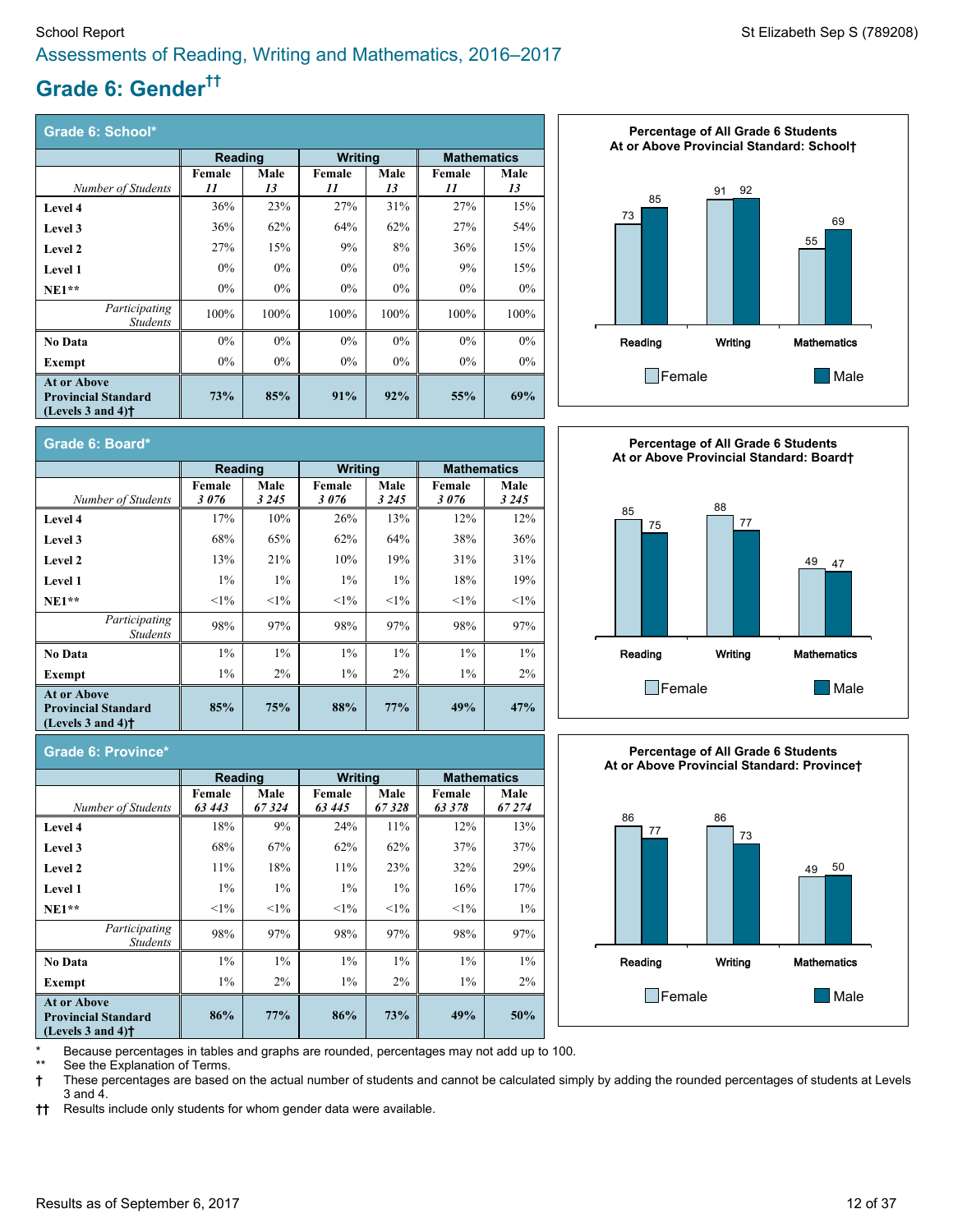School Report — St Elizabeth Sep S (789208)

## Assessments of Reading, Writing and Mathematics, 2016–2017

# Grade 6: Gender††

### Grade 6: School*

| | Reading | | Writing | | Mathematics | |
|---|---|---|---|---|---|---|
| *Number of Students* | Female *11* | Male *13* | Female *11* | Male *13* | Female *11* | Male *13* |
| **Level 4** | 36% | 23% | 27% | 31% | 27% | 15% |
| **Level 3** | 36% | 62% | 64% | 62% | 27% | 54% |
| **Level 2** | 27% | 15% | 9% | 8% | 36% | 15% |
| **Level 1** | 0% | 0% | 0% | 0% | 9% | 15% |
| **NE1**** | 0% | 0% | 0% | 0% | 0% | 0% |
| *Participating Students* | 100% | 100% | 100% | 100% | 100% | 100% |
| **No Data** | 0% | 0% | 0% | 0% | 0% | 0% |
| **Exempt** | 0% | 0% | 0% | 0% | 0% | 0% |
| **At or Above Provincial Standard (Levels 3 and 4)†** | **73%** | **85%** | **91%** | **92%** | **55%** | **69%** |

**Percentage of All Grade 6 Students At or Above Provincial Standard: School†**

| | Female | Male |
|---|---|---|
| Reading | 73 | 85 |
| Writing | 91 | 92 |
| Mathematics | 55 | 69 |

### Grade 6: Board*

| | Reading | | Writing | | Mathematics | |
|---|---|---|---|---|---|---|
| *Number of Students* | Female *3 076* | Male *3 245* | Female *3 076* | Male *3 245* | Female *3 076* | Male *3 245* |
| **Level 4** | 17% | 10% | 26% | 13% | 12% | 12% |
| **Level 3** | 68% | 65% | 62% | 64% | 38% | 36% |
| **Level 2** | 13% | 21% | 10% | 19% | 31% | 31% |
| **Level 1** | 1% | 1% | 1% | 1% | 18% | 19% |
| **NE1**** | <1% | <1% | <1% | <1% | <1% | <1% |
| *Participating Students* | 98% | 97% | 98% | 97% | 98% | 97% |
| **No Data** | 1% | 1% | 1% | 1% | 1% | 1% |
| **Exempt** | 1% | 2% | 1% | 2% | 1% | 2% |
| **At or Above Provincial Standard (Levels 3 and 4)†** | **85%** | **75%** | **88%** | **77%** | **49%** | **47%** |

**Percentage of All Grade 6 Students At or Above Provincial Standard: Board†**

| | Female | Male |
|---|---|---|
| Reading | 85 | 75 |
| Writing | 88 | 77 |
| Mathematics | 49 | 47 |

### Grade 6: Province*

| | Reading | | Writing | | Mathematics | |
|---|---|---|---|---|---|---|
| *Number of Students* | Female *63 443* | Male *67 324* | Female *63 445* | Male *67 328* | Female *63 378* | Male *67 274* |
| **Level 4** | 18% | 9% | 24% | 11% | 12% | 13% |
| **Level 3** | 68% | 67% | 62% | 62% | 37% | 37% |
| **Level 2** | 11% | 18% | 11% | 23% | 32% | 29% |
| **Level 1** | 1% | 1% | 1% | 1% | 16% | 17% |
| **NE1**** | <1% | <1% | <1% | <1% | <1% | 1% |
| *Participating Students* | 98% | 97% | 98% | 97% | 98% | 97% |
| **No Data** | 1% | 1% | 1% | 1% | 1% | 1% |
| **Exempt** | 1% | 2% | 1% | 2% | 1% | 2% |
| **At or Above Provincial Standard (Levels 3 and 4)†** | **86%** | **77%** | **86%** | **73%** | **49%** | **50%** |

**Percentage of All Grade 6 Students At or Above Provincial Standard: Province†**

| | Female | Male |
|---|---|---|
| Reading | 86 | 77 |
| Writing | 86 | 73 |
| Mathematics | 49 | 50 |

\* Because percentages in tables and graphs are rounded, percentages may not add up to 100.

** See the Explanation of Terms.

† These percentages are based on the actual number of students and cannot be calculated simply by adding the rounded percentages of students at Levels 3 and 4.

†† Results include only students for whom gender data were available.

Results as of September 6, 2017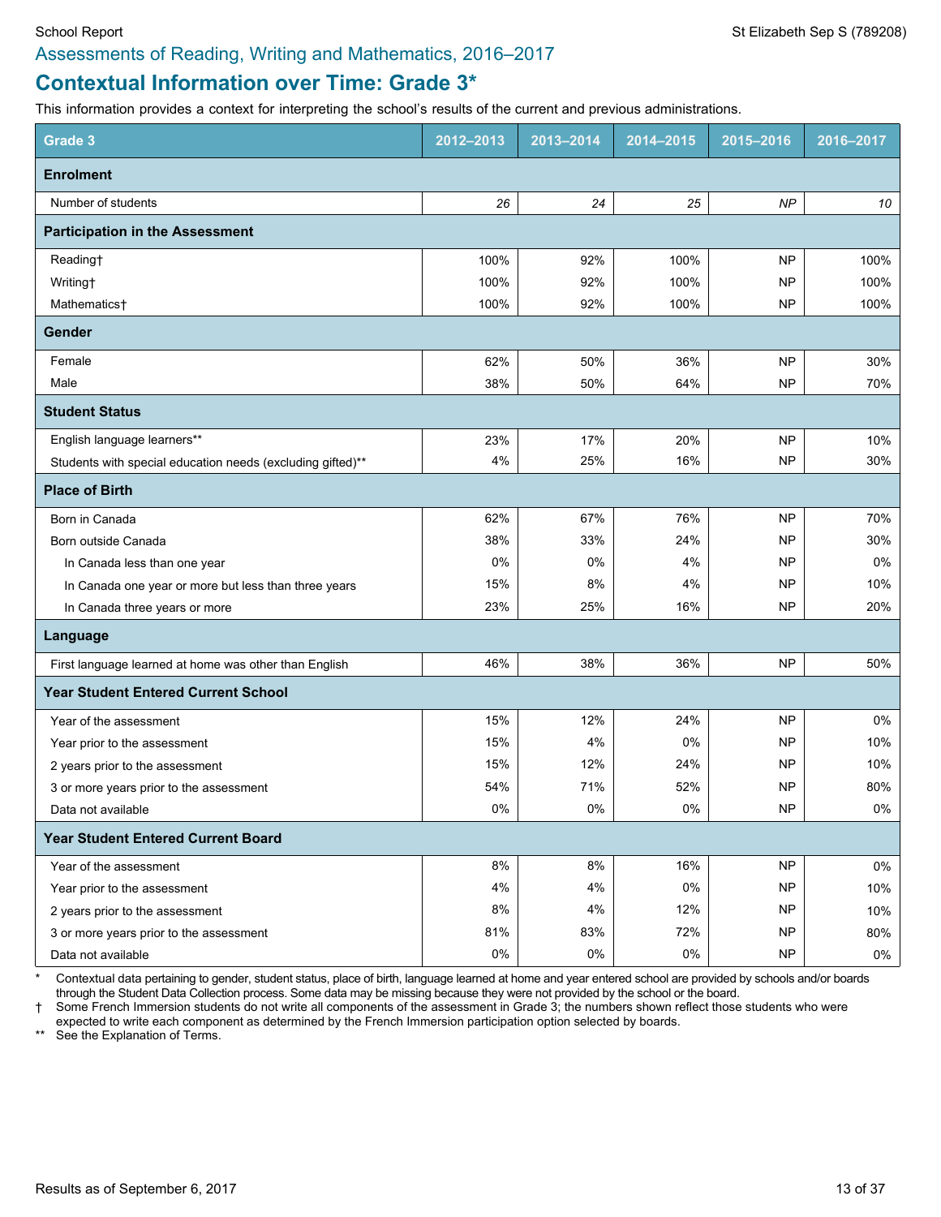School Report — St Elizabeth Sep S (789208)

## Assessments of Reading, Writing and Mathematics, 2016–2017

# Contextual Information over Time: Grade 3*

This information provides a context for interpreting the school's results of the current and previous administrations.

| Grade 3 | 2012–2013 | 2013–2014 | 2014–2015 | 2015–2016 | 2016–2017 |
|---|---|---|---|---|---|
| **Enrolment** | | | | | |
| Number of students | *26* | *24* | *25* | *NP* | *10* |
| **Participation in the Assessment** | | | | | |
| Reading† | 100% | 92% | 100% | NP | 100% |
| Writing† | 100% | 92% | 100% | NP | 100% |
| Mathematics† | 100% | 92% | 100% | NP | 100% |
| **Gender** | | | | | |
| Female | 62% | 50% | 36% | NP | 30% |
| Male | 38% | 50% | 64% | NP | 70% |
| **Student Status** | | | | | |
| English language learners** | 23% | 17% | 20% | NP | 10% |
| Students with special education needs (excluding gifted)** | 4% | 25% | 16% | NP | 30% |
| **Place of Birth** | | | | | |
| Born in Canada | 62% | 67% | 76% | NP | 70% |
| Born outside Canada | 38% | 33% | 24% | NP | 30% |
| In Canada less than one year | 0% | 0% | 4% | NP | 0% |
| In Canada one year or more but less than three years | 15% | 8% | 4% | NP | 10% |
| In Canada three years or more | 23% | 25% | 16% | NP | 20% |
| **Language** | | | | | |
| First language learned at home was other than English | 46% | 38% | 36% | NP | 50% |
| **Year Student Entered Current School** | | | | | |
| Year of the assessment | 15% | 12% | 24% | NP | 0% |
| Year prior to the assessment | 15% | 4% | 0% | NP | 10% |
| 2 years prior to the assessment | 15% | 12% | 24% | NP | 10% |
| 3 or more years prior to the assessment | 54% | 71% | 52% | NP | 80% |
| Data not available | 0% | 0% | 0% | NP | 0% |
| **Year Student Entered Current Board** | | | | | |
| Year of the assessment | 8% | 8% | 16% | NP | 0% |
| Year prior to the assessment | 4% | 4% | 0% | NP | 10% |
| 2 years prior to the assessment | 8% | 4% | 12% | NP | 10% |
| 3 or more years prior to the assessment | 81% | 83% | 72% | NP | 80% |
| Data not available | 0% | 0% | 0% | NP | 0% |

\* Contextual data pertaining to gender, student status, place of birth, language learned at home and year entered school are provided by schools and/or boards through the Student Data Collection process. Some data may be missing because they were not provided by the school or the board.

† Some French Immersion students do not write all components of the assessment in Grade 3; the numbers shown reflect those students who were expected to write each component as determined by the French Immersion participation option selected by boards.

** See the Explanation of Terms.

Results as of September 6, 2017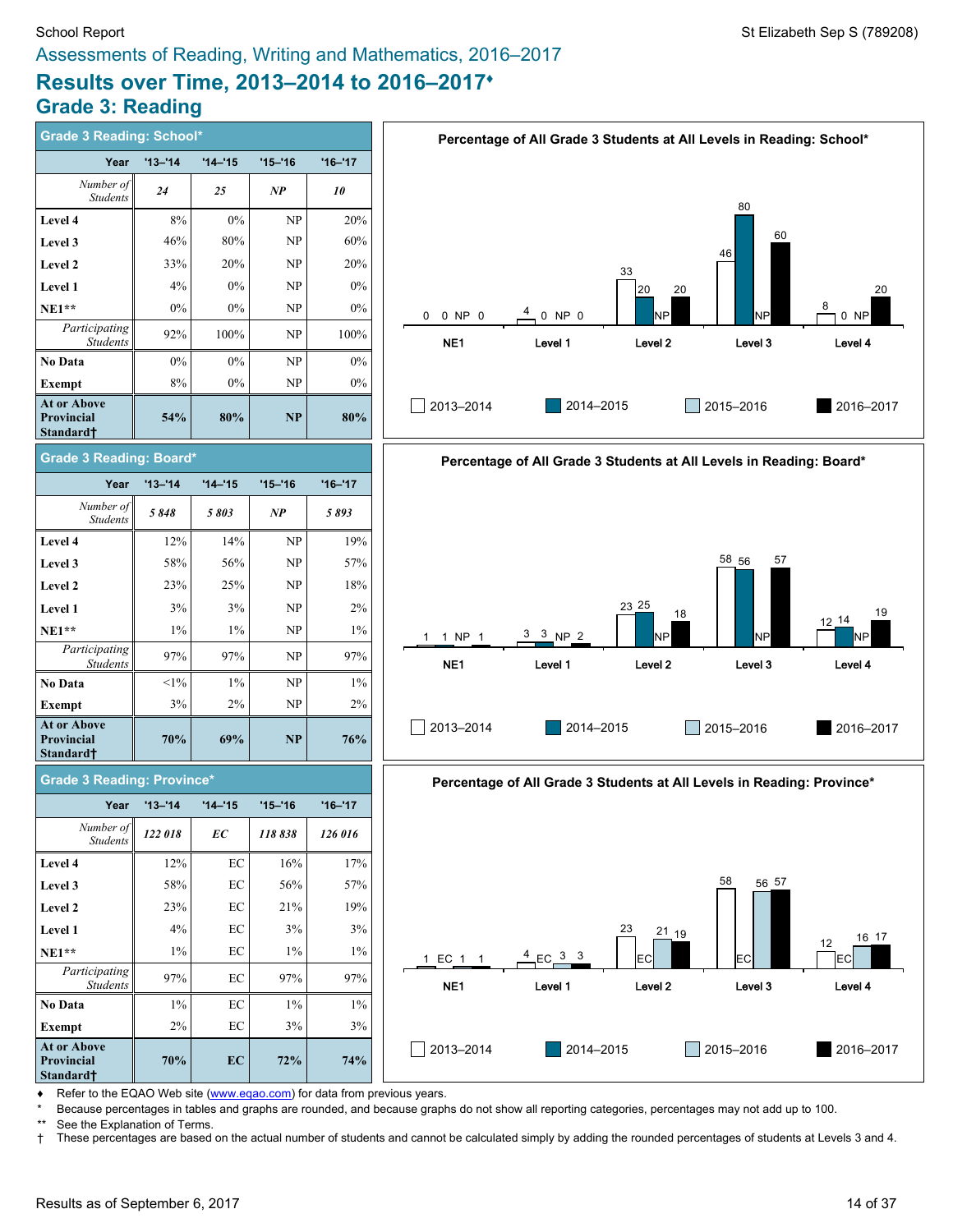School Report — St Elizabeth Sep S (789208)

## Assessments of Reading, Writing and Mathematics, 2016–2017

# Results over Time, 2013–2014 to 2016–2017♦

## Grade 3: Reading

### Grade 3 Reading: School*

| Year | '13–'14 | '14–'15 | '15–'16 | '16–'17 |
|---|---|---|---|---|
| *Number of Students* | *24* | *25* | *NP* | *10* |
| **Level 4** | 8% | 0% | NP | 20% |
| **Level 3** | 46% | 80% | NP | 60% |
| **Level 2** | 33% | 20% | NP | 20% |
| **Level 1** | 4% | 0% | NP | 0% |
| **NE1**** | 0% | 0% | NP | 0% |
| *Participating Students* | 92% | 100% | NP | 100% |
| **No Data** | 0% | 0% | NP | 0% |
| **Exempt** | 8% | 0% | NP | 0% |
| **At or Above Provincial Standard†** | **54%** | **80%** | **NP** | **80%** |

**Percentage of All Grade 3 Students at All Levels in Reading: School***

| | 2013–2014 | 2014–2015 | 2015–2016 | 2016–2017 |
|---|---|---|---|---|
| NE1 | 0 | 0 | NP | 0 |
| Level 1 | 4 | 0 | NP | 0 |
| Level 2 | 33 | 20 | NP | 20 |
| Level 3 | 46 | 80 | NP | 60 |
| Level 4 | 8 | 0 | NP | 20 |

### Grade 3 Reading: Board*

| Year | '13–'14 | '14–'15 | '15–'16 | '16–'17 |
|---|---|---|---|---|
| *Number of Students* | *5 848* | *5 803* | *NP* | *5 893* |
| **Level 4** | 12% | 14% | NP | 19% |
| **Level 3** | 58% | 56% | NP | 57% |
| **Level 2** | 23% | 25% | NP | 18% |
| **Level 1** | 3% | 3% | NP | 2% |
| **NE1**** | 1% | 1% | NP | 1% |
| *Participating Students* | 97% | 97% | NP | 97% |
| **No Data** | <1% | 1% | NP | 1% |
| **Exempt** | 3% | 2% | NP | 2% |
| **At or Above Provincial Standard†** | **70%** | **69%** | **NP** | **76%** |

**Percentage of All Grade 3 Students at All Levels in Reading: Board***

| | 2013–2014 | 2014–2015 | 2015–2016 | 2016–2017 |
|---|---|---|---|---|
| NE1 | 1 | 1 | NP | 1 |
| Level 1 | 3 | 3 | NP | 2 |
| Level 2 | 23 | 25 | NP | 18 |
| Level 3 | 58 | 56 | NP | 57 |
| Level 4 | 12 | 14 | NP | 19 |

### Grade 3 Reading: Province*

| Year | '13–'14 | '14–'15 | '15–'16 | '16–'17 |
|---|---|---|---|---|
| *Number of Students* | *122 018* | *EC* | *118 838* | *126 016* |
| **Level 4** | 12% | EC | 16% | 17% |
| **Level 3** | 58% | EC | 56% | 57% |
| **Level 2** | 23% | EC | 21% | 19% |
| **Level 1** | 4% | EC | 3% | 3% |
| **NE1**** | 1% | EC | 1% | 1% |
| *Participating Students* | 97% | EC | 97% | 97% |
| **No Data** | 1% | EC | 1% | 1% |
| **Exempt** | 2% | EC | 3% | 3% |
| **At or Above Provincial Standard†** | **70%** | **EC** | **72%** | **74%** |

**Percentage of All Grade 3 Students at All Levels in Reading: Province***

| | 2013–2014 | 2014–2015 | 2015–2016 | 2016–2017 |
|---|---|---|---|---|
| NE1 | 1 | EC | 1 | 1 |
| Level 1 | 4 | EC | 3 | 3 |
| Level 2 | 23 | EC | 21 | 19 |
| Level 3 | 58 | EC | 56 | 57 |
| Level 4 | 12 | EC | 16 | 17 |

♦ Refer to the EQAO Web site (www.eqao.com) for data from previous years.
\* Because percentages in tables and graphs are rounded, and because graphs do not show all reporting categories, percentages may not add up to 100.
** See the Explanation of Terms.
† These percentages are based on the actual number of students and cannot be calculated simply by adding the rounded percentages of students at Levels 3 and 4.

Results as of September 6, 2017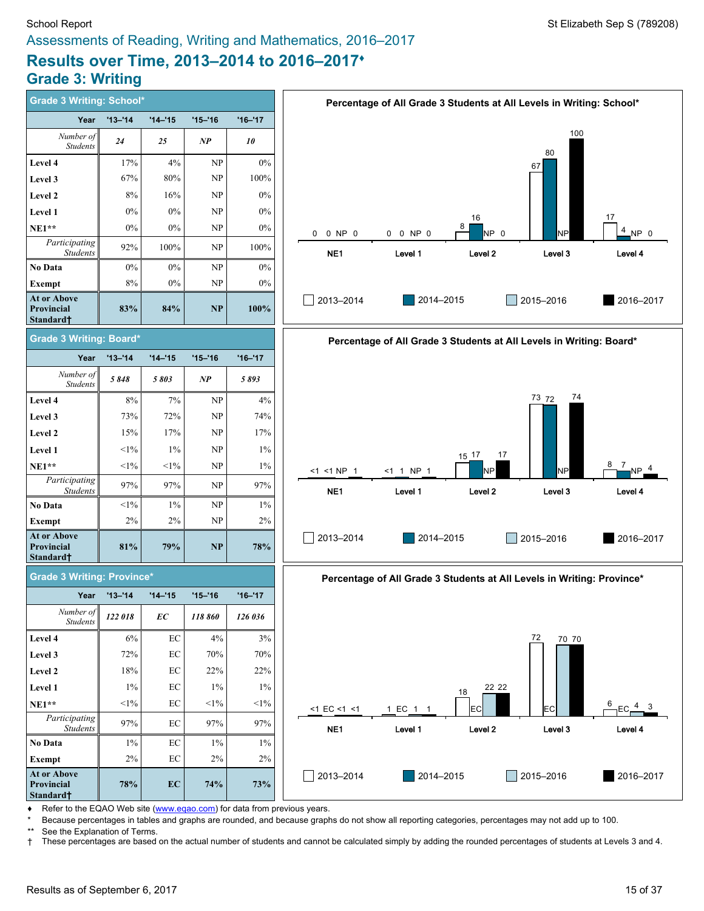Assessments of Reading, Writing and Mathematics, 2016–2017

# Results over Time, 2013–2014 to 2016–2017♦

## Grade 3: Writing

| Grade 3 Writing: School* | | | | |
|---|---|---|---|---|
| Year | '13–'14 | '14–'15 | '15–'16 | '16–'17 |
| *Number of Students* | *24* | *25* | *NP* | *10* |
| **Level 4** | 17% | 4% | NP | 0% |
| **Level 3** | 67% | 80% | NP | 100% |
| **Level 2** | 8% | 16% | NP | 0% |
| **Level 1** | 0% | 0% | NP | 0% |
| **NE1**** | 0% | 0% | NP | 0% |
| *Participating Students* | 92% | 100% | NP | 100% |
| **No Data** | 0% | 0% | NP | 0% |
| **Exempt** | 8% | 0% | NP | 0% |
| **At or Above Provincial Standard†** | **83%** | **84%** | **NP** | **100%** |

**Percentage of All Grade 3 Students at All Levels in Writing: School***

| | 2013–2014 | 2014–2015 | 2015–2016 | 2016–2017 |
|---|---|---|---|---|
| NE1 | 0 | 0 | NP | 0 |
| Level 1 | 0 | 0 | NP | 0 |
| Level 2 | 8 | 16 | NP | 0 |
| Level 3 | 67 | 80 | NP | 100 |
| Level 4 | 17 | 4 | NP | 0 |

| Grade 3 Writing: Board* | | | | |
|---|---|---|---|---|
| Year | '13–'14 | '14–'15 | '15–'16 | '16–'17 |
| *Number of Students* | *5 848* | *5 803* | *NP* | *5 893* |
| **Level 4** | 8% | 7% | NP | 4% |
| **Level 3** | 73% | 72% | NP | 74% |
| **Level 2** | 15% | 17% | NP | 17% |
| **Level 1** | <1% | 1% | NP | 1% |
| **NE1**** | <1% | <1% | NP | 1% |
| *Participating Students* | 97% | 97% | NP | 97% |
| **No Data** | <1% | 1% | NP | 1% |
| **Exempt** | 2% | 2% | NP | 2% |
| **At or Above Provincial Standard†** | **81%** | **79%** | **NP** | **78%** |

**Percentage of All Grade 3 Students at All Levels in Writing: Board***

| | 2013–2014 | 2014–2015 | 2015–2016 | 2016–2017 |
|---|---|---|---|---|
| NE1 | <1 | <1 | NP | 1 |
| Level 1 | <1 | 1 | NP | 1 |
| Level 2 | 15 | 17 | NP | 17 |
| Level 3 | 73 | 72 | NP | 74 |
| Level 4 | 8 | 7 | NP | 4 |

| Grade 3 Writing: Province* | | | | |
|---|---|---|---|---|
| Year | '13–'14 | '14–'15 | '15–'16 | '16–'17 |
| *Number of Students* | *122 018* | *EC* | *118 860* | *126 036* |
| **Level 4** | 6% | EC | 4% | 3% |
| **Level 3** | 72% | EC | 70% | 70% |
| **Level 2** | 18% | EC | 22% | 22% |
| **Level 1** | 1% | EC | 1% | 1% |
| **NE1**** | <1% | EC | <1% | <1% |
| *Participating Students* | 97% | EC | 97% | 97% |
| **No Data** | 1% | EC | 1% | 1% |
| **Exempt** | 2% | EC | 2% | 2% |
| **At or Above Provincial Standard†** | **78%** | **EC** | **74%** | **73%** |

**Percentage of All Grade 3 Students at All Levels in Writing: Province***

| | 2013–2014 | 2014–2015 | 2015–2016 | 2016–2017 |
|---|---|---|---|---|
| NE1 | <1 | EC | <1 | <1 |
| Level 1 | 1 | EC | 1 | 1 |
| Level 2 | 18 | EC | 22 | 22 |
| Level 3 | 72 | EC | 70 | 70 |
| Level 4 | 6 | EC | 4 | 3 |

♦ Refer to the EQAO Web site (www.eqao.com) for data from previous years.

\* Because percentages in tables and graphs are rounded, and because graphs do not show all reporting categories, percentages may not add up to 100.

** See the Explanation of Terms.

† These percentages are based on the actual number of students and cannot be calculated simply by adding the rounded percentages of students at Levels 3 and 4.

Results as of September 6, 2017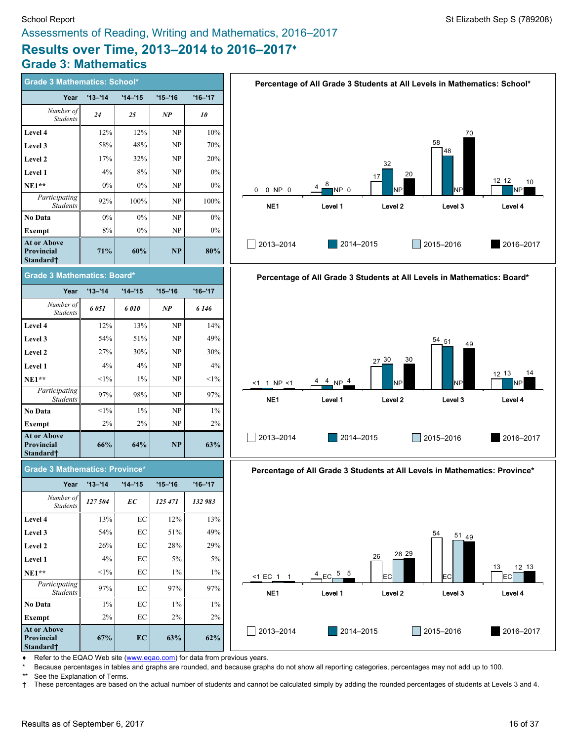Assessments of Reading, Writing and Mathematics, 2016–2017

# Results over Time, 2013–2014 to 2016–2017♦

## Grade 3: Mathematics

### Grade 3 Mathematics: School*

| Year | '13–'14 | '14–'15 | '15–'16 | '16–'17 |
|---|---|---|---|---|
| *Number of Students* | *24* | *25* | *NP* | *10* |
| Level 4 | 12% | 12% | NP | 10% |
| Level 3 | 58% | 48% | NP | 70% |
| Level 2 | 17% | 32% | NP | 20% |
| Level 1 | 4% | 8% | NP | 0% |
| NE1** | 0% | 0% | NP | 0% |
| *Participating Students* | 92% | 100% | NP | 100% |
| No Data | 0% | 0% | NP | 0% |
| Exempt | 8% | 0% | NP | 0% |
| **At or Above Provincial Standard†** | **71%** | **60%** | **NP** | **80%** |

**Percentage of All Grade 3 Students at All Levels in Mathematics: School***

| | NE1 | Level 1 | Level 2 | Level 3 | Level 4 |
|---|---|---|---|---|---|
| 2013–2014 | 0 | 4 | 17 | 58 | 12 |
| 2014–2015 | 0 | 8 | 32 | 48 | 12 |
| 2015–2016 | NP | NP | NP | NP | NP |
| 2016–2017 | 0 | 0 | 20 | 70 | 10 |

### Grade 3 Mathematics: Board*

| Year | '13–'14 | '14–'15 | '15–'16 | '16–'17 |
|---|---|---|---|---|
| *Number of Students* | *6 051* | *6 010* | *NP* | *6 146* |
| Level 4 | 12% | 13% | NP | 14% |
| Level 3 | 54% | 51% | NP | 49% |
| Level 2 | 27% | 30% | NP | 30% |
| Level 1 | 4% | 4% | NP | 4% |
| NE1** | <1% | 1% | NP | <1% |
| *Participating Students* | 97% | 98% | NP | 97% |
| No Data | <1% | 1% | NP | 1% |
| Exempt | 2% | 2% | NP | 2% |
| **At or Above Provincial Standard†** | **66%** | **64%** | **NP** | **63%** |

**Percentage of All Grade 3 Students at All Levels in Mathematics: Board***

| | NE1 | Level 1 | Level 2 | Level 3 | Level 4 |
|---|---|---|---|---|---|
| 2013–2014 | <1 | 4 | 27 | 54 | 12 |
| 2014–2015 | 1 | 4 | 30 | 51 | 13 |
| 2015–2016 | NP | NP | NP | NP | NP |
| 2016–2017 | <1 | 4 | 30 | 49 | 14 |

### Grade 3 Mathematics: Province*

| Year | '13–'14 | '14–'15 | '15–'16 | '16–'17 |
|---|---|---|---|---|
| *Number of Students* | *127 504* | *EC* | *125 471* | *132 983* |
| Level 4 | 13% | EC | 12% | 13% |
| Level 3 | 54% | EC | 51% | 49% |
| Level 2 | 26% | EC | 28% | 29% |
| Level 1 | 4% | EC | 5% | 5% |
| NE1** | <1% | EC | 1% | 1% |
| *Participating Students* | 97% | EC | 97% | 97% |
| No Data | 1% | EC | 1% | 1% |
| Exempt | 2% | EC | 2% | 2% |
| **At or Above Provincial Standard†** | **67%** | **EC** | **63%** | **62%** |

**Percentage of All Grade 3 Students at All Levels in Mathematics: Province***

| | NE1 | Level 1 | Level 2 | Level 3 | Level 4 |
|---|---|---|---|---|---|
| 2013–2014 | <1 | 4 | 26 | 54 | 13 |
| 2014–2015 | EC | EC | EC | EC | EC |
| 2015–2016 | 1 | 5 | 28 | 51 | 12 |
| 2016–2017 | 1 | 5 | 29 | 49 | 13 |

♦ Refer to the EQAO Web site (www.eqao.com) for data from previous years.

\* Because percentages in tables and graphs are rounded, and because graphs do not show all reporting categories, percentages may not add up to 100.

** See the Explanation of Terms.

† These percentages are based on the actual number of students and cannot be calculated simply by adding the rounded percentages of students at Levels 3 and 4.

Results as of September 6, 2017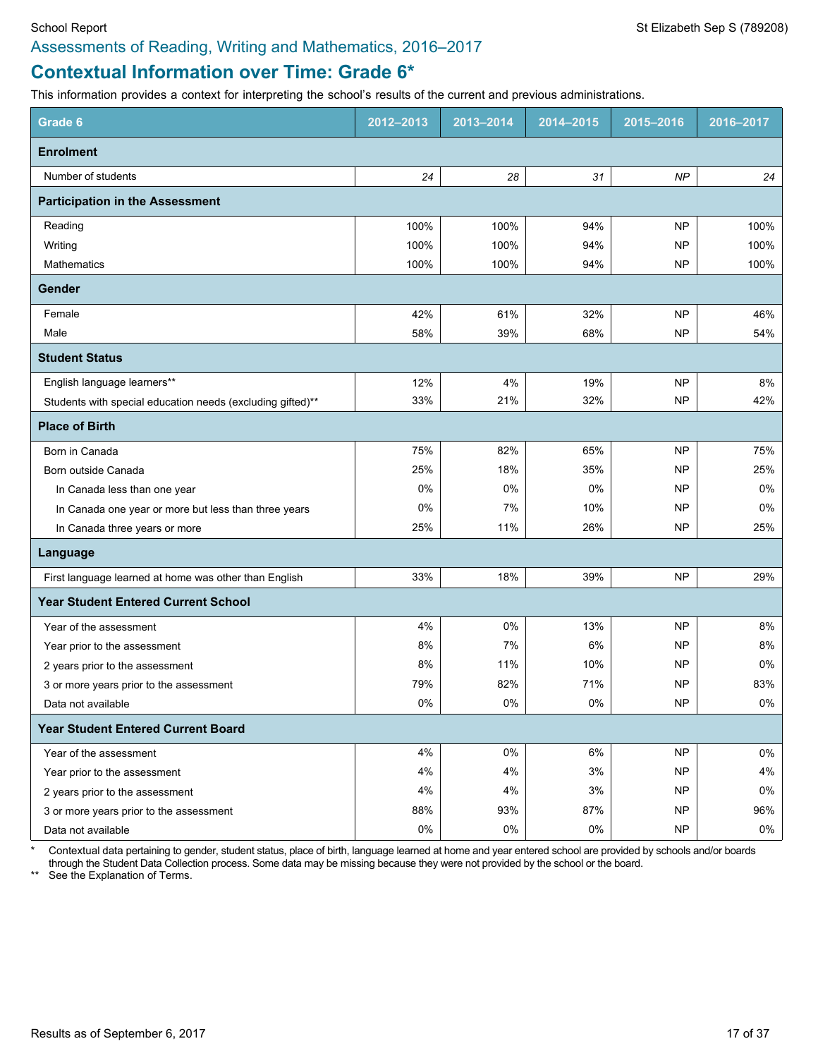School Report

St Elizabeth Sep S (789208)

## Assessments of Reading, Writing and Mathematics, 2016–2017

# Contextual Information over Time: Grade 6*

This information provides a context for interpreting the school's results of the current and previous administrations.

| Grade 6 | 2012–2013 | 2013–2014 | 2014–2015 | 2015–2016 | 2016–2017 |
|---|---|---|---|---|---|
| **Enrolment** | | | | | |
| Number of students | *24* | *28* | *31* | *NP* | *24* |
| **Participation in the Assessment** | | | | | |
| Reading | 100% | 100% | 94% | NP | 100% |
| Writing | 100% | 100% | 94% | NP | 100% |
| Mathematics | 100% | 100% | 94% | NP | 100% |
| **Gender** | | | | | |
| Female | 42% | 61% | 32% | NP | 46% |
| Male | 58% | 39% | 68% | NP | 54% |
| **Student Status** | | | | | |
| English language learners** | 12% | 4% | 19% | NP | 8% |
| Students with special education needs (excluding gifted)** | 33% | 21% | 32% | NP | 42% |
| **Place of Birth** | | | | | |
| Born in Canada | 75% | 82% | 65% | NP | 75% |
| Born outside Canada | 25% | 18% | 35% | NP | 25% |
| In Canada less than one year | 0% | 0% | 0% | NP | 0% |
| In Canada one year or more but less than three years | 0% | 7% | 10% | NP | 0% |
| In Canada three years or more | 25% | 11% | 26% | NP | 25% |
| **Language** | | | | | |
| First language learned at home was other than English | 33% | 18% | 39% | NP | 29% |
| **Year Student Entered Current School** | | | | | |
| Year of the assessment | 4% | 0% | 13% | NP | 8% |
| Year prior to the assessment | 8% | 7% | 6% | NP | 8% |
| 2 years prior to the assessment | 8% | 11% | 10% | NP | 0% |
| 3 or more years prior to the assessment | 79% | 82% | 71% | NP | 83% |
| Data not available | 0% | 0% | 0% | NP | 0% |
| **Year Student Entered Current Board** | | | | | |
| Year of the assessment | 4% | 0% | 6% | NP | 0% |
| Year prior to the assessment | 4% | 4% | 3% | NP | 4% |
| 2 years prior to the assessment | 4% | 4% | 3% | NP | 0% |
| 3 or more years prior to the assessment | 88% | 93% | 87% | NP | 96% |
| Data not available | 0% | 0% | 0% | NP | 0% |

\* Contextual data pertaining to gender, student status, place of birth, language learned at home and year entered school are provided by schools and/or boards through the Student Data Collection process. Some data may be missing because they were not provided by the school or the board.

** See the Explanation of Terms.

Results as of September 6, 2017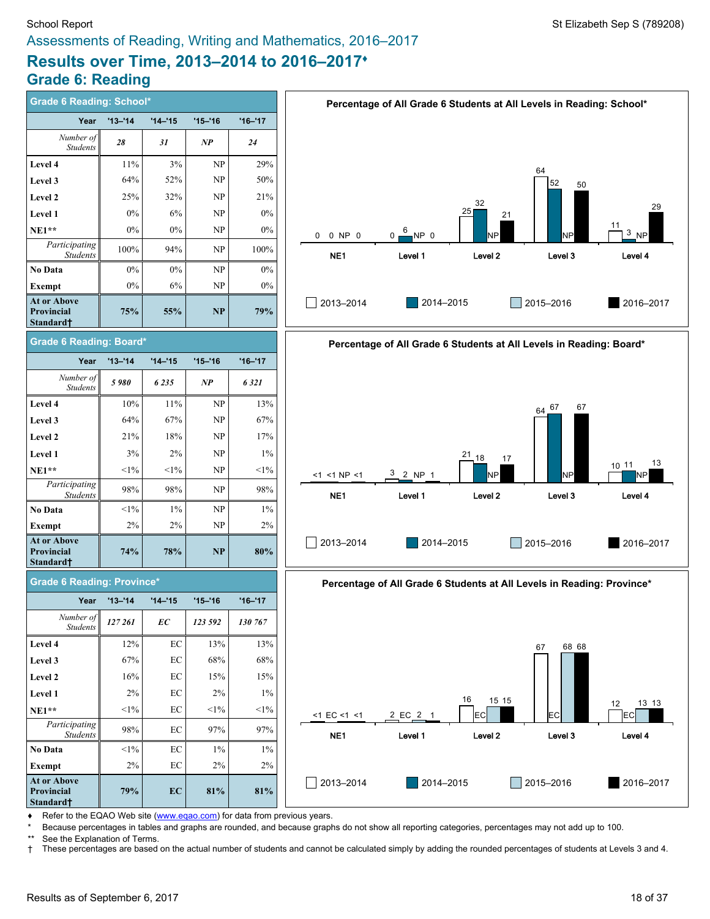School Report

St Elizabeth Sep S (789208)

Assessments of Reading, Writing and Mathematics, 2016–2017

# Results over Time, 2013–2014 to 2016–2017♦

## Grade 6: Reading

### Grade 6 Reading: School*

| Year | '13–'14 | '14–'15 | '15–'16 | '16–'17 |
|---|---|---|---|---|
| *Number of Students* | *28* | *31* | *NP* | *24* |
| Level 4 | 11% | 3% | NP | 29% |
| Level 3 | 64% | 52% | NP | 50% |
| Level 2 | 25% | 32% | NP | 21% |
| Level 1 | 0% | 6% | NP | 0% |
| NE1** | 0% | 0% | NP | 0% |
| *Participating Students* | 100% | 94% | NP | 100% |
| No Data | 0% | 0% | NP | 0% |
| Exempt | 0% | 6% | NP | 0% |
| **At or Above Provincial Standard†** | **75%** | **55%** | **NP** | **79%** |

**Percentage of All Grade 6 Students at All Levels in Reading: School***

| | 2013–2014 | 2014–2015 | 2015–2016 | 2016–2017 |
|---|---|---|---|---|
| NE1 | 0 | 0 | NP | 0 |
| Level 1 | 0 | 6 | NP | 0 |
| Level 2 | 25 | 32 | NP | 21 |
| Level 3 | 64 | 52 | NP | 50 |
| Level 4 | 11 | 3 | NP | 29 |

### Grade 6 Reading: Board*

| Year | '13–'14 | '14–'15 | '15–'16 | '16–'17 |
|---|---|---|---|---|
| *Number of Students* | *5 980* | *6 235* | *NP* | *6 321* |
| Level 4 | 10% | 11% | NP | 13% |
| Level 3 | 64% | 67% | NP | 67% |
| Level 2 | 21% | 18% | NP | 17% |
| Level 1 | 3% | 2% | NP | 1% |
| NE1** | <1% | <1% | NP | <1% |
| *Participating Students* | 98% | 98% | NP | 98% |
| No Data | <1% | 1% | NP | 1% |
| Exempt | 2% | 2% | NP | 2% |
| **At or Above Provincial Standard†** | **74%** | **78%** | **NP** | **80%** |

**Percentage of All Grade 6 Students at All Levels in Reading: Board***

| | 2013–2014 | 2014–2015 | 2015–2016 | 2016–2017 |
|---|---|---|---|---|
| NE1 | <1 | <1 | NP | <1 |
| Level 1 | 3 | 2 | NP | 1 |
| Level 2 | 21 | 18 | NP | 17 |
| Level 3 | 64 | 67 | NP | 67 |
| Level 4 | 10 | 11 | NP | 13 |

### Grade 6 Reading: Province*

| Year | '13–'14 | '14–'15 | '15–'16 | '16–'17 |
|---|---|---|---|---|
| *Number of Students* | *127 261* | *EC* | *123 592* | *130 767* |
| Level 4 | 12% | EC | 13% | 13% |
| Level 3 | 67% | EC | 68% | 68% |
| Level 2 | 16% | EC | 15% | 15% |
| Level 1 | 2% | EC | 2% | 1% |
| NE1** | <1% | EC | <1% | <1% |
| *Participating Students* | 98% | EC | 97% | 97% |
| No Data | <1% | EC | 1% | 1% |
| Exempt | 2% | EC | 2% | 2% |
| **At or Above Provincial Standard†** | **79%** | **EC** | **81%** | **81%** |

**Percentage of All Grade 6 Students at All Levels in Reading: Province***

| | 2013–2014 | 2014–2015 | 2015–2016 | 2016–2017 |
|---|---|---|---|---|
| NE1 | <1 | EC | <1 | <1 |
| Level 1 | 2 | EC | 2 | 1 |
| Level 2 | 16 | EC | 15 | 15 |
| Level 3 | 67 | EC | 68 | 68 |
| Level 4 | 12 | EC | 13 | 13 |

♦ Refer to the EQAO Web site (www.eqao.com) for data from previous years.

\* Because percentages in tables and graphs are rounded, and because graphs do not show all reporting categories, percentages may not add up to 100.

** See the Explanation of Terms.

† These percentages are based on the actual number of students and cannot be calculated simply by adding the rounded percentages of students at Levels 3 and 4.

Results as of September 6, 2017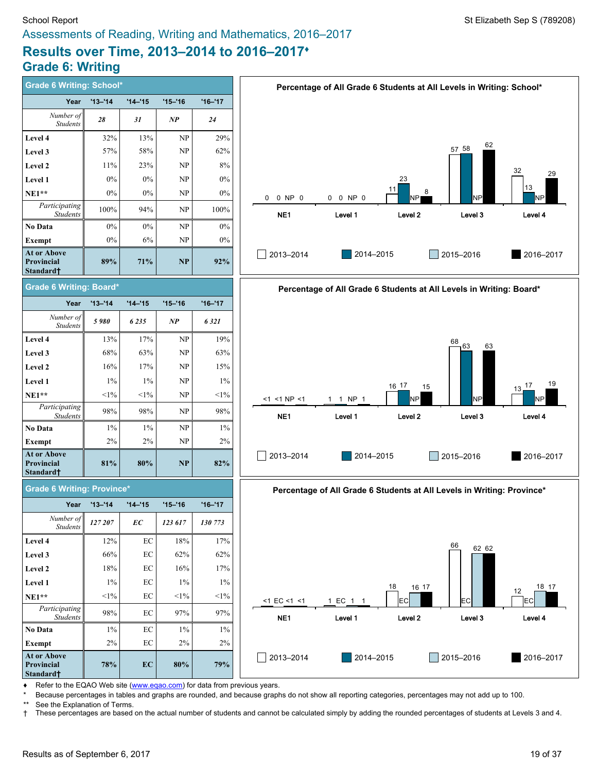Assessments of Reading, Writing and Mathematics, 2016–2017

# Results over Time, 2013–2014 to 2016–2017♦

## Grade 6: Writing

### Grade 6 Writing: School*

| Year | '13–'14 | '14–'15 | '15–'16 | '16–'17 |
|---|---|---|---|---|
| *Number of Students* | *28* | *31* | *NP* | *24* |
| **Level 4** | 32% | 13% | NP | 29% |
| **Level 3** | 57% | 58% | NP | 62% |
| **Level 2** | 11% | 23% | NP | 8% |
| **Level 1** | 0% | 0% | NP | 0% |
| **NE1**** | 0% | 0% | NP | 0% |
| *Participating Students* | 100% | 94% | NP | 100% |
| **No Data** | 0% | 0% | NP | 0% |
| **Exempt** | 0% | 6% | NP | 0% |
| **At or Above Provincial Standard†** | **89%** | **71%** | **NP** | **92%** |

**Percentage of All Grade 6 Students at All Levels in Writing: School***

| | NE1 | Level 1 | Level 2 | Level 3 | Level 4 |
|---|---|---|---|---|---|
| 2013–2014 | 0 | 0 | 11 | 57 | 32 |
| 2014–2015 | 0 | 0 | 23 | 58 | 13 |
| 2015–2016 | NP | NP | NP | NP | NP |
| 2016–2017 | 0 | 0 | 8 | 62 | 29 |

### Grade 6 Writing: Board*

| Year | '13–'14 | '14–'15 | '15–'16 | '16–'17 |
|---|---|---|---|---|
| *Number of Students* | *5 980* | *6 235* | *NP* | *6 321* |
| **Level 4** | 13% | 17% | NP | 19% |
| **Level 3** | 68% | 63% | NP | 63% |
| **Level 2** | 16% | 17% | NP | 15% |
| **Level 1** | 1% | 1% | NP | 1% |
| **NE1**** | <1% | <1% | NP | <1% |
| *Participating Students* | 98% | 98% | NP | 98% |
| **No Data** | 1% | 1% | NP | 1% |
| **Exempt** | 2% | 2% | NP | 2% |
| **At or Above Provincial Standard†** | **81%** | **80%** | **NP** | **82%** |

**Percentage of All Grade 6 Students at All Levels in Writing: Board***

| | NE1 | Level 1 | Level 2 | Level 3 | Level 4 |
|---|---|---|---|---|---|
| 2013–2014 | <1 | 1 | 16 | 68 | 13 |
| 2014–2015 | <1 | 1 | 17 | 63 | 17 |
| 2015–2016 | NP | NP | NP | NP | NP |
| 2016–2017 | <1 | 1 | 15 | 63 | 19 |

### Grade 6 Writing: Province*

| Year | '13–'14 | '14–'15 | '15–'16 | '16–'17 |
|---|---|---|---|---|
| *Number of Students* | *127 207* | *EC* | *123 617* | *130 773* |
| **Level 4** | 12% | EC | 18% | 17% |
| **Level 3** | 66% | EC | 62% | 62% |
| **Level 2** | 18% | EC | 16% | 17% |
| **Level 1** | 1% | EC | 1% | 1% |
| **NE1**** | <1% | EC | <1% | <1% |
| *Participating Students* | 98% | EC | 97% | 97% |
| **No Data** | 1% | EC | 1% | 1% |
| **Exempt** | 2% | EC | 2% | 2% |
| **At or Above Provincial Standard†** | **78%** | **EC** | **80%** | **79%** |

**Percentage of All Grade 6 Students at All Levels in Writing: Province***

| | NE1 | Level 1 | Level 2 | Level 3 | Level 4 |
|---|---|---|---|---|---|
| 2013–2014 | <1 | 1 | 18 | 66 | 12 |
| 2014–2015 | EC | EC | EC | EC | EC |
| 2015–2016 | <1 | 1 | 16 | 62 | 18 |
| 2016–2017 | <1 | 1 | 17 | 62 | 17 |

♦ Refer to the EQAO Web site (www.eqao.com) for data from previous years.

\* Because percentages in tables and graphs are rounded, and because graphs do not show all reporting categories, percentages may not add up to 100.

** See the Explanation of Terms.

† These percentages are based on the actual number of students and cannot be calculated simply by adding the rounded percentages of students at Levels 3 and 4.

Results as of September 6, 2017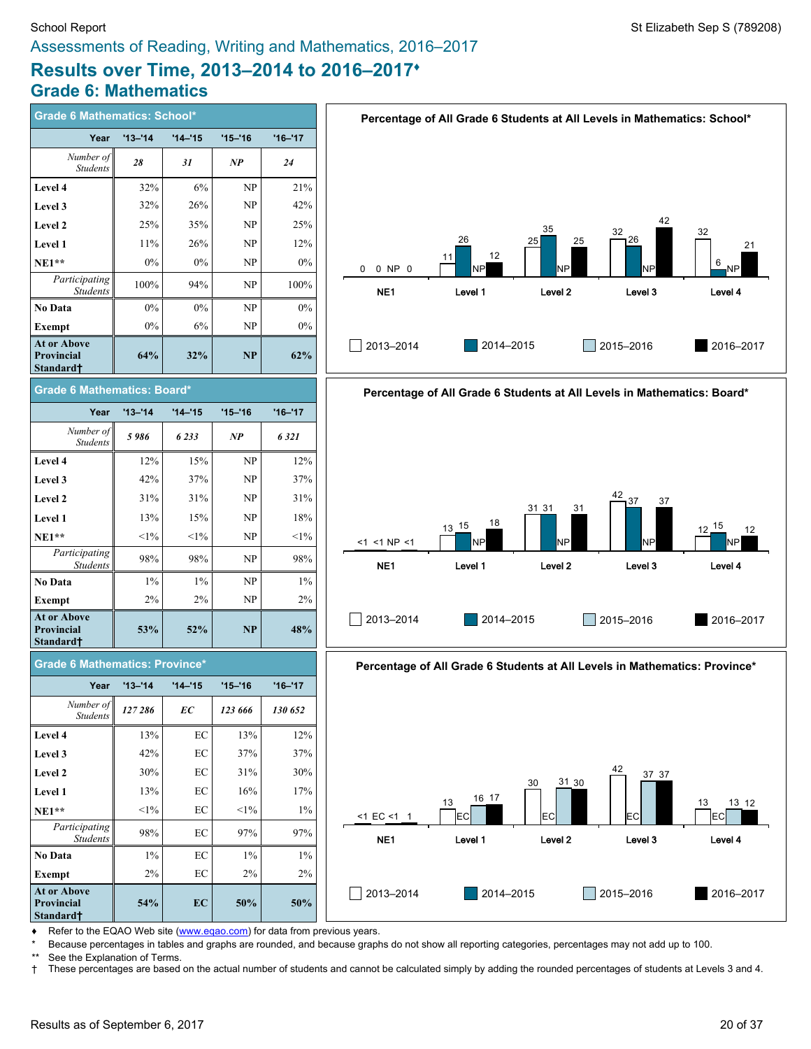School Report

St Elizabeth Sep S (789208)

## Assessments of Reading, Writing and Mathematics, 2016–2017

# Results over Time, 2013–2014 to 2016–2017♦

## Grade 6: Mathematics

### Grade 6 Mathematics: School*

| Year | '13–'14 | '14–'15 | '15–'16 | '16–'17 |
|---|---|---|---|---|
| *Number of Students* | *28* | *31* | *NP* | *24* |
| **Level 4** | 32% | 6% | NP | 21% |
| **Level 3** | 32% | 26% | NP | 42% |
| **Level 2** | 25% | 35% | NP | 25% |
| **Level 1** | 11% | 26% | NP | 12% |
| **NE1**** | 0% | 0% | NP | 0% |
| *Participating Students* | 100% | 94% | NP | 100% |
| **No Data** | 0% | 0% | NP | 0% |
| **Exempt** | 0% | 6% | NP | 0% |
| **At or Above Provincial Standard†** | **64%** | **32%** | **NP** | **62%** |

**Percentage of All Grade 6 Students at All Levels in Mathematics: School***

| | 2013–2014 | 2014–2015 | 2015–2016 | 2016–2017 |
|---|---|---|---|---|
| NE1 | 0 | 0 | NP | 0 |
| Level 1 | 11 | 26 | NP | 12 |
| Level 2 | 25 | 35 | NP | 25 |
| Level 3 | 32 | 26 | NP | 42 |
| Level 4 | 32 | 6 | NP | 21 |

### Grade 6 Mathematics: Board*

| Year | '13–'14 | '14–'15 | '15–'16 | '16–'17 |
|---|---|---|---|---|
| *Number of Students* | *5 986* | *6 233* | *NP* | *6 321* |
| **Level 4** | 12% | 15% | NP | 12% |
| **Level 3** | 42% | 37% | NP | 37% |
| **Level 2** | 31% | 31% | NP | 31% |
| **Level 1** | 13% | 15% | NP | 18% |
| **NE1**** | <1% | <1% | NP | <1% |
| *Participating Students* | 98% | 98% | NP | 98% |
| **No Data** | 1% | 1% | NP | 1% |
| **Exempt** | 2% | 2% | NP | 2% |
| **At or Above Provincial Standard†** | **53%** | **52%** | **NP** | **48%** |

**Percentage of All Grade 6 Students at All Levels in Mathematics: Board***

| | 2013–2014 | 2014–2015 | 2015–2016 | 2016–2017 |
|---|---|---|---|---|
| NE1 | <1 | <1 | NP | <1 |
| Level 1 | 13 | 15 | NP | 18 |
| Level 2 | 31 | 31 | NP | 31 |
| Level 3 | 42 | 37 | NP | 37 |
| Level 4 | 12 | 15 | NP | 12 |

### Grade 6 Mathematics: Province*

| Year | '13–'14 | '14–'15 | '15–'16 | '16–'17 |
|---|---|---|---|---|
| *Number of Students* | *127 286* | *EC* | *123 666* | *130 652* |
| **Level 4** | 13% | EC | 13% | 12% |
| **Level 3** | 42% | EC | 37% | 37% |
| **Level 2** | 30% | EC | 31% | 30% |
| **Level 1** | 13% | EC | 16% | 17% |
| **NE1**** | <1% | EC | <1% | 1% |
| *Participating Students* | 98% | EC | 97% | 97% |
| **No Data** | 1% | EC | 1% | 1% |
| **Exempt** | 2% | EC | 2% | 2% |
| **At or Above Provincial Standard†** | **54%** | **EC** | **50%** | **50%** |

**Percentage of All Grade 6 Students at All Levels in Mathematics: Province***

| | 2013–2014 | 2014–2015 | 2015–2016 | 2016–2017 |
|---|---|---|---|---|
| NE1 | <1 | EC | <1 | 1 |
| Level 1 | 13 | EC | 16 | 17 |
| Level 2 | 30 | EC | 31 | 30 |
| Level 3 | 42 | EC | 37 | 37 |
| Level 4 | 13 | EC | 13 | 12 |

♦ Refer to the EQAO Web site (www.eqao.com) for data from previous years.

\* Because percentages in tables and graphs are rounded, and because graphs do not show all reporting categories, percentages may not add up to 100.

** See the Explanation of Terms.

† These percentages are based on the actual number of students and cannot be calculated simply by adding the rounded percentages of students at Levels 3 and 4.

Results as of September 6, 2017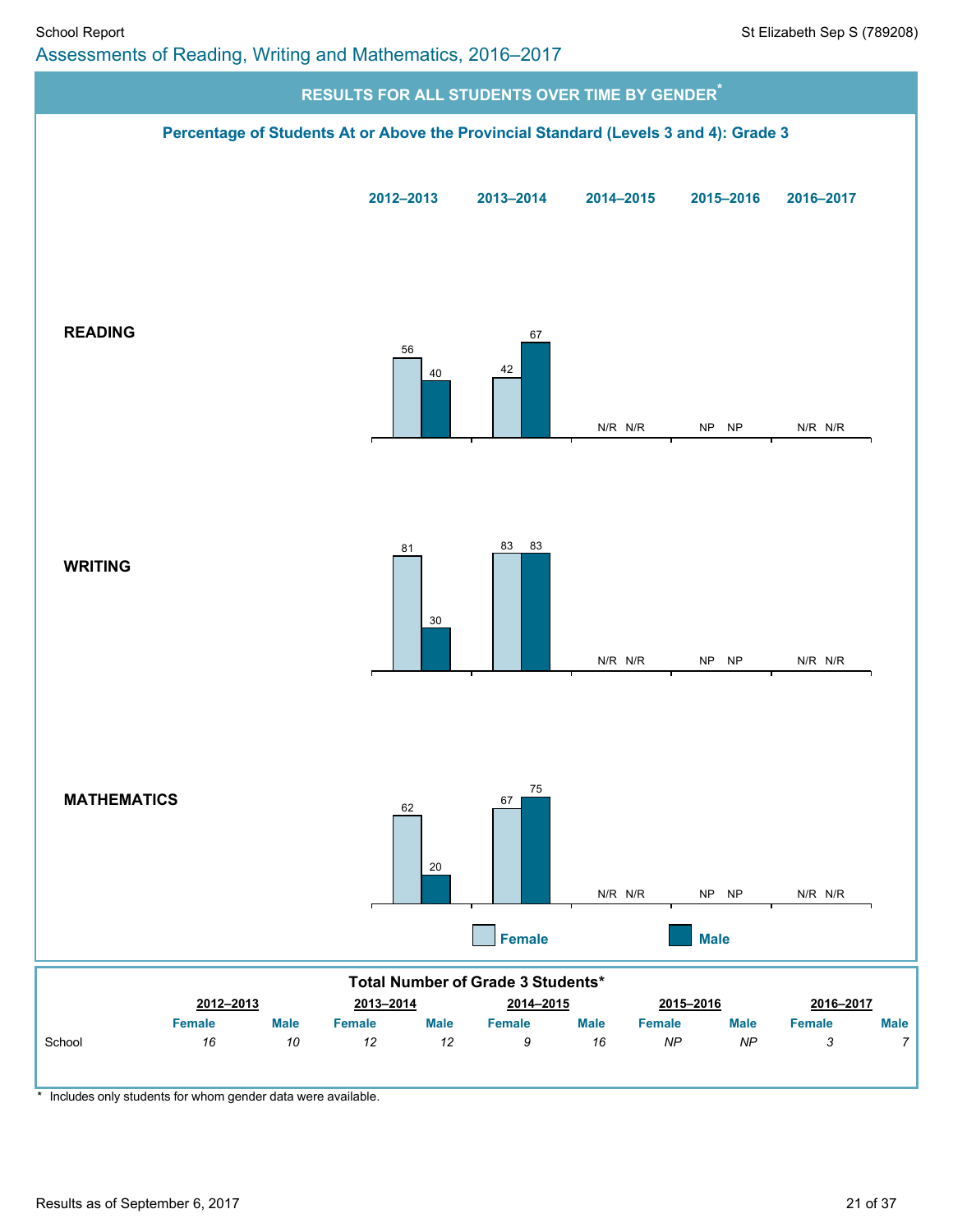## Assessments of Reading, Writing and Mathematics, 2016–2017

### RESULTS FOR ALL STUDENTS OVER TIME BY GENDER*

**Percentage of Students At or Above the Provincial Standard (Levels 3 and 4): Grade 3**

| | 2012–2013 | | 2013–2014 | | 2014–2015 | | 2015–2016 | | 2016–2017 | |
|---|---|---|---|---|---|---|---|---|---|---|
| | Female | Male | Female | Male | Female | Male | Female | Male | Female | Male |
| **READING** | 56 | 40 | 42 | 67 | N/R | N/R | NP | NP | N/R | N/R |
| **WRITING** | 81 | 30 | 83 | 83 | N/R | N/R | NP | NP | N/R | N/R |
| **MATHEMATICS** | 62 | 20 | 67 | 75 | N/R | N/R | NP | NP | N/R | N/R |

**Total Number of Grade 3 Students***

| | 2012–2013 | | 2013–2014 | | 2014–2015 | | 2015–2016 | | 2016–2017 | |
|---|---|---|---|---|---|---|---|---|---|---|
| | Female | Male | Female | Male | Female | Male | Female | Male | Female | Male |
| School | *16* | *10* | *12* | *12* | *9* | *16* | *NP* | *NP* | *3* | *7* |

\* Includes only students for whom gender data were available.

Results as of September 6, 2017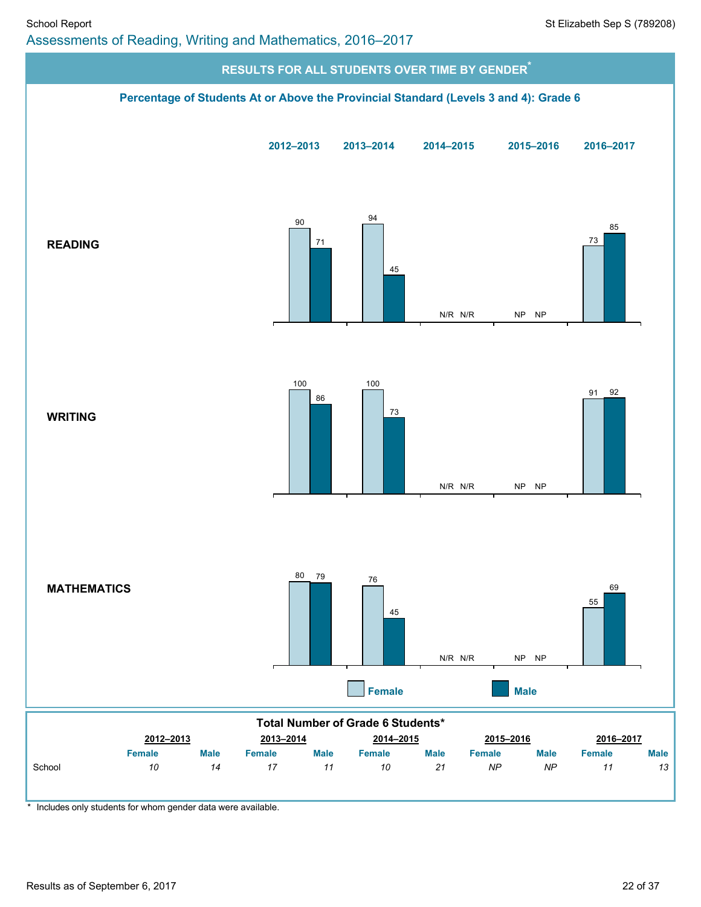## Assessments of Reading, Writing and Mathematics, 2016–2017

### RESULTS FOR ALL STUDENTS OVER TIME BY GENDER*

**Percentage of Students At or Above the Provincial Standard (Levels 3 and 4): Grade 6**

| | 2012–2013 | | 2013–2014 | | 2014–2015 | | 2015–2016 | | 2016–2017 | |
|---|---|---|---|---|---|---|---|---|---|---|
| | Female | Male | Female | Male | Female | Male | Female | Male | Female | Male |
| **READING** | 90 | 71 | 94 | 45 | N/R | N/R | NP | NP | 73 | 85 |
| **WRITING** | 100 | 86 | 100 | 73 | N/R | N/R | NP | NP | 91 | 92 |
| **MATHEMATICS** | 80 | 79 | 76 | 45 | N/R | N/R | NP | NP | 55 | 69 |

**Total Number of Grade 6 Students***

| | 2012–2013 | | 2013–2014 | | 2014–2015 | | 2015–2016 | | 2016–2017 | |
|---|---|---|---|---|---|---|---|---|---|---|
| | Female | Male | Female | Male | Female | Male | Female | Male | Female | Male |
| School | *10* | *14* | *17* | *11* | *10* | *21* | *NP* | *NP* | *11* | *13* |

\* Includes only students for whom gender data were available.

Results as of September 6, 2017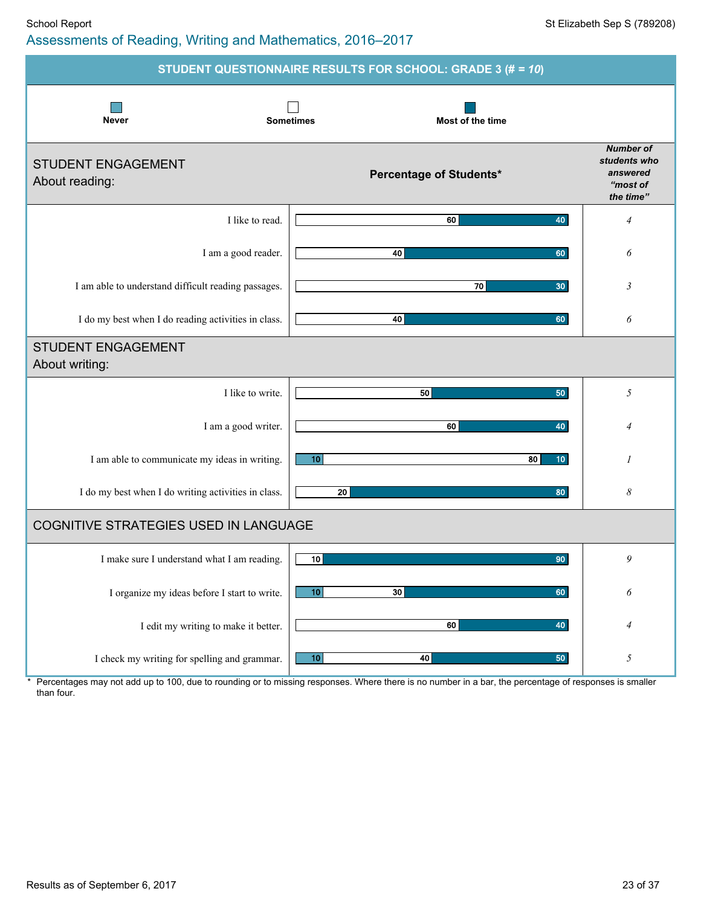School Report

St Elizabeth Sep S (789208)

## Assessments of Reading, Writing and Mathematics, 2016–2017

### STUDENT QUESTIONNAIRE RESULTS FOR SCHOOL: GRADE 3 (# = *10*)

Legend: Never | Sometimes | Most of the time

| STUDENT ENGAGEMENT About reading: | Never (%) | Sometimes (%) | Most of the time (%) | Number of students who answered "most of the time" |
|---|---|---|---|---|
| I like to read. | | 60 | 40 | 4 |
| I am a good reader. | | 40 | 60 | 6 |
| I am able to understand difficult reading passages. | | 70 | 30 | 3 |
| I do my best when I do reading activities in class. | | 40 | 60 | 6 |

| STUDENT ENGAGEMENT About writing: | Never (%) | Sometimes (%) | Most of the time (%) | Number of students who answered "most of the time" |
|---|---|---|---|---|
| I like to write. | | 50 | 50 | 5 |
| I am a good writer. | | 60 | 40 | 4 |
| I am able to communicate my ideas in writing. | 10 | 80 | 10 | 1 |
| I do my best when I do writing activities in class. | | 20 | 80 | 8 |

| COGNITIVE STRATEGIES USED IN LANGUAGE | Never (%) | Sometimes (%) | Most of the time (%) | Number of students who answered "most of the time" |
|---|---|---|---|---|
| I make sure I understand what I am reading. | | 10 | 90 | 9 |
| I organize my ideas before I start to write. | 10 | 30 | 60 | 6 |
| I edit my writing to make it better. | | 60 | 40 | 4 |
| I check my writing for spelling and grammar. | 10 | 40 | 50 | 5 |

\* Percentages may not add up to 100, due to rounding or to missing responses. Where there is no number in a bar, the percentage of responses is smaller than four.

Results as of September 6, 2017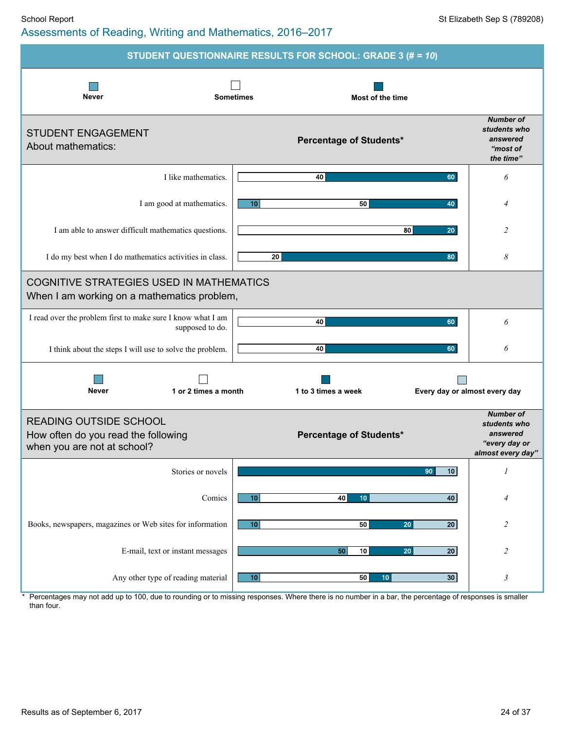School Report

# Assessments of Reading, Writing and Mathematics, 2016–2017

St Elizabeth Sep S (789208)

## STUDENT QUESTIONNAIRE RESULTS FOR SCHOOL: GRADE 3 (# = *10*)

Legend: Never | Sometimes | Most of the time

### STUDENT ENGAGEMENT
About mathematics:

| Statement | Never (%) | Sometimes (%) | Most of the time (%) | Number of students who answered "most of the time" |
|---|---|---|---|---|
| I like mathematics. | | 40 | 60 | *6* |
| I am good at mathematics. | 10 | 50 | 40 | *4* |
| I am able to answer difficult mathematics questions. | | 80 | 20 | *2* |
| I do my best when I do mathematics activities in class. | | 20 | 80 | *8* |

### COGNITIVE STRATEGIES USED IN MATHEMATICS
When I am working on a mathematics problem,

| Statement | Never (%) | Sometimes (%) | Most of the time (%) | Number of students who answered "most of the time" |
|---|---|---|---|---|
| I read over the problem first to make sure I know what I am supposed to do. | | 40 | 60 | *6* |
| I think about the steps I will use to solve the problem. | | 40 | 60 | *6* |

Legend: Never | 1 or 2 times a month | 1 to 3 times a week | Every day or almost every day

### READING OUTSIDE SCHOOL
How often do you read the following when you are not at school?

| Reading material | Never (%) | 1 or 2 times a month (%) | 1 to 3 times a week (%) | Every day or almost every day (%) | Number of students who answered "every day or almost every day" |
|---|---|---|---|---|---|
| Stories or novels | | | 90 | 10 | *1* |
| Comics | 10 | 40 | 10 | 40 | *4* |
| Books, newspapers, magazines or Web sites for information | 10 | 50 | 20 | 20 | *2* |
| E-mail, text or instant messages | 50 | 10 | 20 | 20 | *2* |
| Any other type of reading material | 10 | 50 | 10 | 30 | *3* |

\* Percentages may not add up to 100, due to rounding or to missing responses. Where there is no number in a bar, the percentage of responses is smaller than four.

Results as of September 6, 2017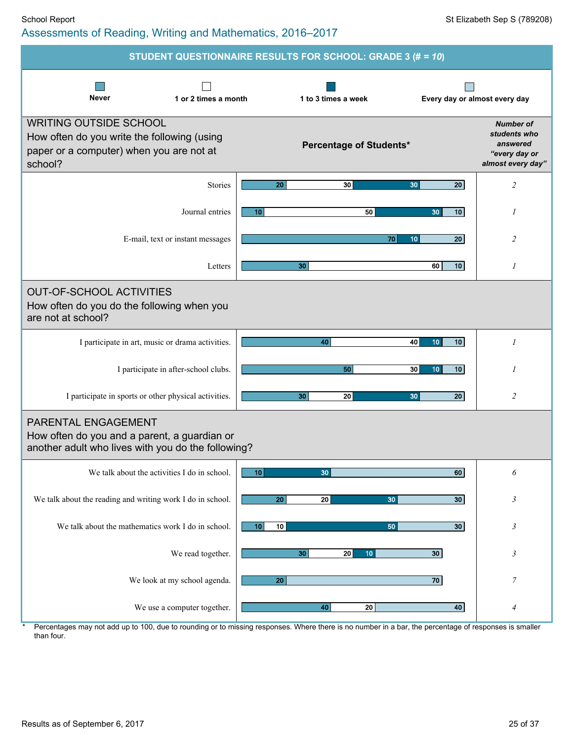## STUDENT QUESTIONNAIRE RESULTS FOR SCHOOL: GRADE 3 (# = *10*)

### WRITING OUTSIDE SCHOOL

How often do you write the following (using paper or a computer) when you are not at school?

**Percentage of Students***

| | Never | 1 or 2 times a month | 1 to 3 times a week | Every day or almost every day | *Number of students who answered "every day or almost every day"* |
|---|---|---|---|---|---|
| Stories | 20 | 30 | 30 | 20 | *2* |
| Journal entries | 10 | 50 | 30 | 10 | *1* |
| E-mail, text or instant messages | 70 | | 10 | 20 | *2* |
| Letters | 30 | 60 | | 10 | *1* |

### OUT-OF-SCHOOL ACTIVITIES

How often do you do the following when you are not at school?

| | Never | 1 or 2 times a month | 1 to 3 times a week | Every day or almost every day | *Number of students who answered "every day or almost every day"* |
|---|---|---|---|---|---|
| I participate in art, music or drama activities. | 40 | 40 | 10 | 10 | *1* |
| I participate in after-school clubs. | 50 | 30 | 10 | 10 | *1* |
| I participate in sports or other physical activities. | 30 | 20 | 30 | 20 | *2* |

### PARENTAL ENGAGEMENT

How often do you and a parent, a guardian or another adult who lives with you do the following?

| | Never | 1 or 2 times a month | 1 to 3 times a week | Every day or almost every day | *Number of students who answered "every day or almost every day"* |
|---|---|---|---|---|---|
| We talk about the activities I do in school. | 10 | | 30 | 60 | *6* |
| We talk about the reading and writing work I do in school. | 20 | 20 | 30 | 30 | *3* |
| We talk about the mathematics work I do in school. | 10 | 10 | 50 | 30 | *3* |
| We read together. | 30 | 20 | 10 | 30 | *3* |
| We look at my school agenda. | 20 | | | 70 | *7* |
| We use a computer together. | 40 | 20 | | 40 | *4* |

\* Percentages may not add up to 100, due to rounding or to missing responses. Where there is no number in a bar, the percentage of responses is smaller than four.

Results as of September 6, 2017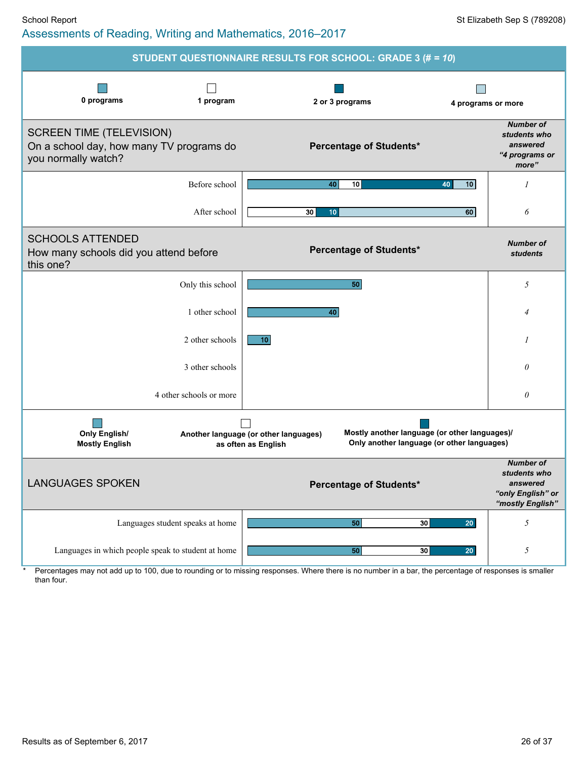## Assessments of Reading, Writing and Mathematics, 2016–2017

### STUDENT QUESTIONNAIRE RESULTS FOR SCHOOL: GRADE 3 (# = *10*)

Legend: 0 programs | 1 program | 2 or 3 programs | 4 programs or more

**SCREEN TIME (TELEVISION)**
On a school day, how many TV programs do you normally watch?

| | 0 programs | 1 program | 2 or 3 programs | 4 programs or more | Number of students who answered "4 programs or more" |
|---|---|---|---|---|---|
| Before school | 40 | 10 | 40 | 10 | *1* |
| After school | 30 | 10 | | 60 | *6* |

**SCHOOLS ATTENDED**
How many schools did you attend before this one?

| | Percentage of Students* | Number of students |
|---|---|---|
| Only this school | 50 | *5* |
| 1 other school | 40 | *4* |
| 2 other schools | 10 | *1* |
| 3 other schools | | *0* |
| 4 other schools or more | | *0* |

Legend: Only English/ Mostly English | Another language (or other languages) as often as English | Mostly another language (or other languages)/ Only another language (or other languages)

**LANGUAGES SPOKEN**

| | Only English/ Mostly English | Another language (or other languages) as often as English | Mostly another language (or other languages)/ Only another language (or other languages) | Number of students who answered "only English" or "mostly English" |
|---|---|---|---|---|
| Languages student speaks at home | 50 | 30 | 20 | *5* |
| Languages in which people speak to student at home | 50 | 30 | 20 | *5* |

\* Percentages may not add up to 100, due to rounding or to missing responses. Where there is no number in a bar, the percentage of responses is smaller than four.

Results as of September 6, 2017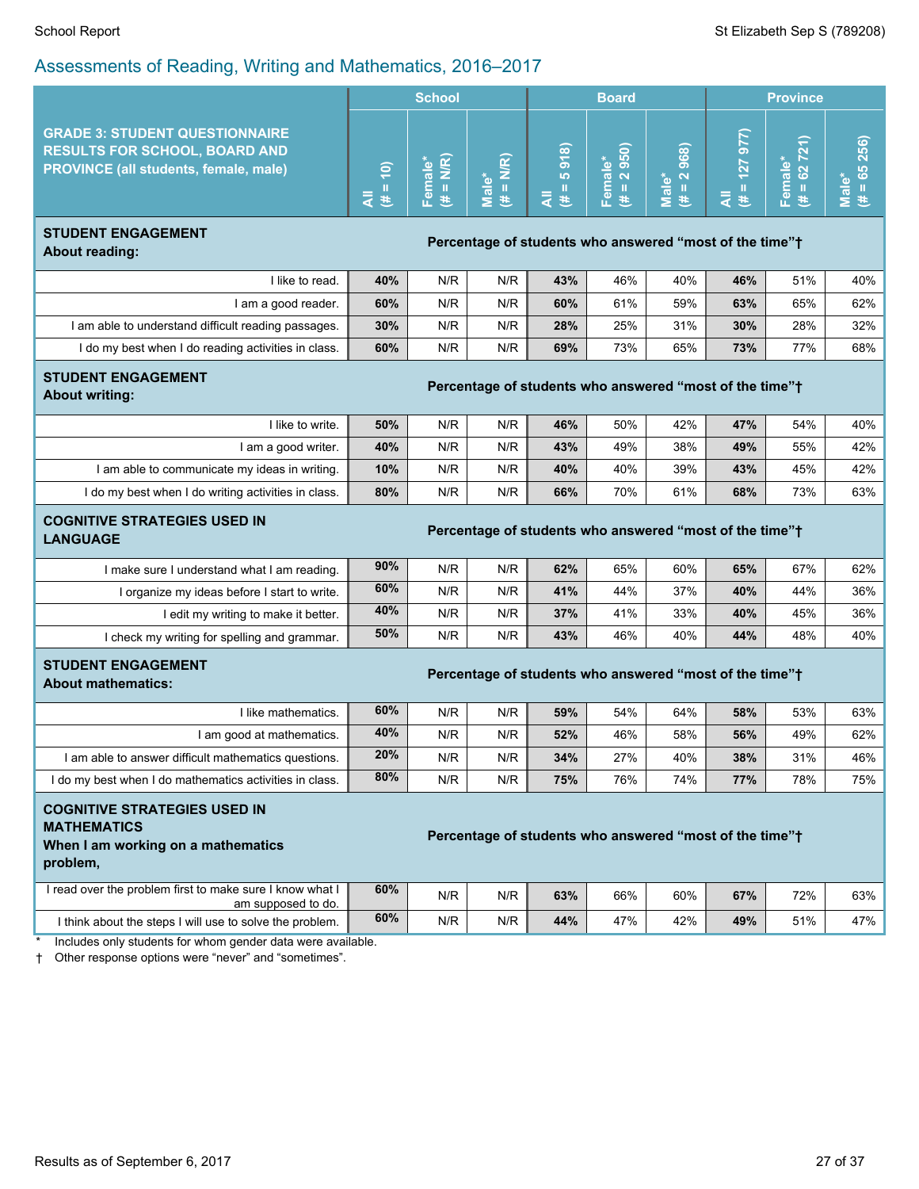## Assessments of Reading, Writing and Mathematics, 2016–2017

| GRADE 3: STUDENT QUESTIONNAIRE RESULTS FOR SCHOOL, BOARD AND PROVINCE (all students, female, male) | School | | | Board | | | Province | | |
|---|---|---|---|---|---|---|---|---|---|
| | All (# = 10) | Female* (# = N/R) | Male* (# = N/R) | All (# = 5 918) | Female* (# = 2 950) | Male* (# = 2 968) | All (# = 127 977) | Female* (# = 62 721) | Male* (# = 65 256) |
| **STUDENT ENGAGEMENT About reading:** | **Percentage of students who answered "most of the time"†** | | | | | | | | |
| I like to read. | **40%** | N/R | N/R | **43%** | 46% | 40% | **46%** | 51% | 40% |
| I am a good reader. | **60%** | N/R | N/R | **60%** | 61% | 59% | **63%** | 65% | 62% |
| I am able to understand difficult reading passages. | **30%** | N/R | N/R | **28%** | 25% | 31% | **30%** | 28% | 32% |
| I do my best when I do reading activities in class. | **60%** | N/R | N/R | **69%** | 73% | 65% | **73%** | 77% | 68% |
| **STUDENT ENGAGEMENT About writing:** | **Percentage of students who answered "most of the time"†** | | | | | | | | |
| I like to write. | **50%** | N/R | N/R | **46%** | 50% | 42% | **47%** | 54% | 40% |
| I am a good writer. | **40%** | N/R | N/R | **43%** | 49% | 38% | **49%** | 55% | 42% |
| I am able to communicate my ideas in writing. | **10%** | N/R | N/R | **40%** | 40% | 39% | **43%** | 45% | 42% |
| I do my best when I do writing activities in class. | **80%** | N/R | N/R | **66%** | 70% | 61% | **68%** | 73% | 63% |
| **COGNITIVE STRATEGIES USED IN LANGUAGE** | **Percentage of students who answered "most of the time"†** | | | | | | | | |
| I make sure I understand what I am reading. | **90%** | N/R | N/R | **62%** | 65% | 60% | **65%** | 67% | 62% |
| I organize my ideas before I start to write. | **60%** | N/R | N/R | **41%** | 44% | 37% | **40%** | 44% | 36% |
| I edit my writing to make it better. | **40%** | N/R | N/R | **37%** | 41% | 33% | **40%** | 45% | 36% |
| I check my writing for spelling and grammar. | **50%** | N/R | N/R | **43%** | 46% | 40% | **44%** | 48% | 40% |
| **STUDENT ENGAGEMENT About mathematics:** | **Percentage of students who answered "most of the time"†** | | | | | | | | |
| I like mathematics. | **60%** | N/R | N/R | **59%** | 54% | 64% | **58%** | 53% | 63% |
| I am good at mathematics. | **40%** | N/R | N/R | **52%** | 46% | 58% | **56%** | 49% | 62% |
| I am able to answer difficult mathematics questions. | **20%** | N/R | N/R | **34%** | 27% | 40% | **38%** | 31% | 46% |
| I do my best when I do mathematics activities in class. | **80%** | N/R | N/R | **75%** | 76% | 74% | **77%** | 78% | 75% |
| **COGNITIVE STRATEGIES USED IN MATHEMATICS When I am working on a mathematics problem,** | **Percentage of students who answered "most of the time"†** | | | | | | | | |
| I read over the problem first to make sure I know what I am supposed to do. | **60%** | N/R | N/R | **63%** | 66% | 60% | **67%** | 72% | 63% |
| I think about the steps I will use to solve the problem. | **60%** | N/R | N/R | **44%** | 47% | 42% | **49%** | 51% | 47% |

\* Includes only students for whom gender data were available.

† Other response options were "never" and "sometimes".

Results as of September 6, 2017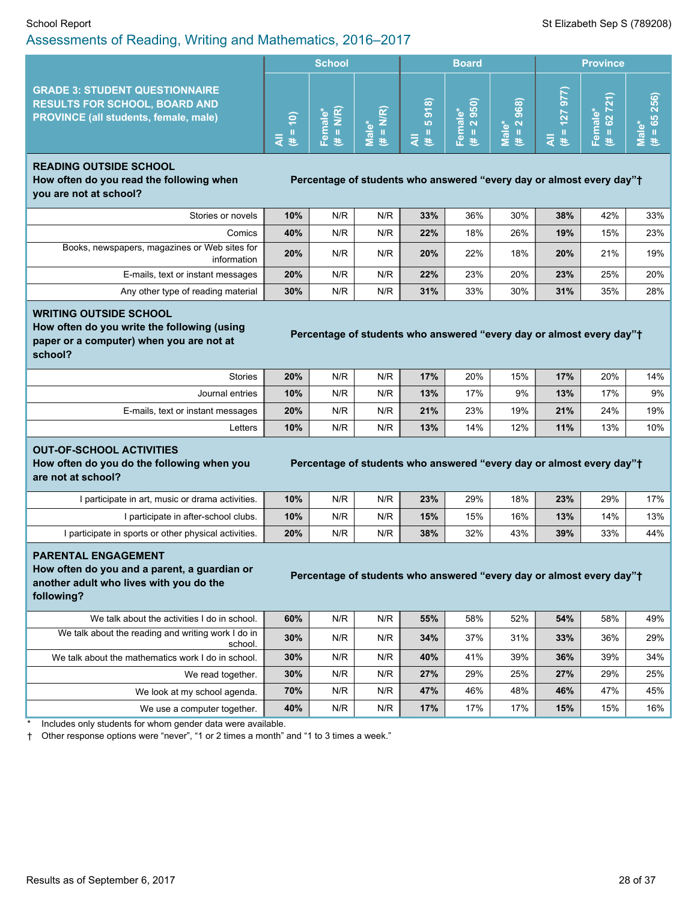## Assessments of Reading, Writing and Mathematics, 2016–2017

| GRADE 3: STUDENT QUESTIONNAIRE RESULTS FOR SCHOOL, BOARD AND PROVINCE (all students, female, male) | School | | | Board | | | Province | | |
|---|---|---|---|---|---|---|---|---|---|
| | All (# = 10) | Female* (# = N/R) | Male* (# = N/R) | All (# = 5 918) | Female* (# = 2 950) | Male* (# = 2 968) | All (# = 127 977) | Female* (# = 62 721) | Male* (# = 65 256) |
| **READING OUTSIDE SCHOOL** **How often do you read the following when you are not at school?** | **Percentage of students who answered “every day or almost every day”†** | | | | | | | | |
| Stories or novels | **10%** | N/R | N/R | **33%** | 36% | 30% | **38%** | 42% | 33% |
| Comics | **40%** | N/R | N/R | **22%** | 18% | 26% | **19%** | 15% | 23% |
| Books, newspapers, magazines or Web sites for information | **20%** | N/R | N/R | **20%** | 22% | 18% | **20%** | 21% | 19% |
| E-mails, text or instant messages | **20%** | N/R | N/R | **22%** | 23% | 20% | **23%** | 25% | 20% |
| Any other type of reading material | **30%** | N/R | N/R | **31%** | 33% | 30% | **31%** | 35% | 28% |
| **WRITING OUTSIDE SCHOOL** **How often do you write the following (using paper or a computer) when you are not at school?** | **Percentage of students who answered “every day or almost every day”†** | | | | | | | | |
| Stories | **20%** | N/R | N/R | **17%** | 20% | 15% | **17%** | 20% | 14% |
| Journal entries | **10%** | N/R | N/R | **13%** | 17% | 9% | **13%** | 17% | 9% |
| E-mails, text or instant messages | **20%** | N/R | N/R | **21%** | 23% | 19% | **21%** | 24% | 19% |
| Letters | **10%** | N/R | N/R | **13%** | 14% | 12% | **11%** | 13% | 10% |
| **OUT-OF-SCHOOL ACTIVITIES** **How often do you do the following when you are not at school?** | **Percentage of students who answered “every day or almost every day”†** | | | | | | | | |
| I participate in art, music or drama activities. | **10%** | N/R | N/R | **23%** | 29% | 18% | **23%** | 29% | 17% |
| I participate in after-school clubs. | **10%** | N/R | N/R | **15%** | 15% | 16% | **13%** | 14% | 13% |
| I participate in sports or other physical activities. | **20%** | N/R | N/R | **38%** | 32% | 43% | **39%** | 33% | 44% |
| **PARENTAL ENGAGEMENT** **How often do you and a parent, a guardian or another adult who lives with you do the following?** | **Percentage of students who answered “every day or almost every day”†** | | | | | | | | |
| We talk about the activities I do in school. | **60%** | N/R | N/R | **55%** | 58% | 52% | **54%** | 58% | 49% |
| We talk about the reading and writing work I do in school. | **30%** | N/R | N/R | **34%** | 37% | 31% | **33%** | 36% | 29% |
| We talk about the mathematics work I do in school. | **30%** | N/R | N/R | **40%** | 41% | 39% | **36%** | 39% | 34% |
| We read together. | **30%** | N/R | N/R | **27%** | 29% | 25% | **27%** | 29% | 25% |
| We look at my school agenda. | **70%** | N/R | N/R | **47%** | 46% | 48% | **46%** | 47% | 45% |
| We use a computer together. | **40%** | N/R | N/R | **17%** | 17% | 17% | **15%** | 15% | 16% |

\* Includes only students for whom gender data were available.

† Other response options were “never”, “1 or 2 times a month” and “1 to 3 times a week.”

Results as of September 6, 2017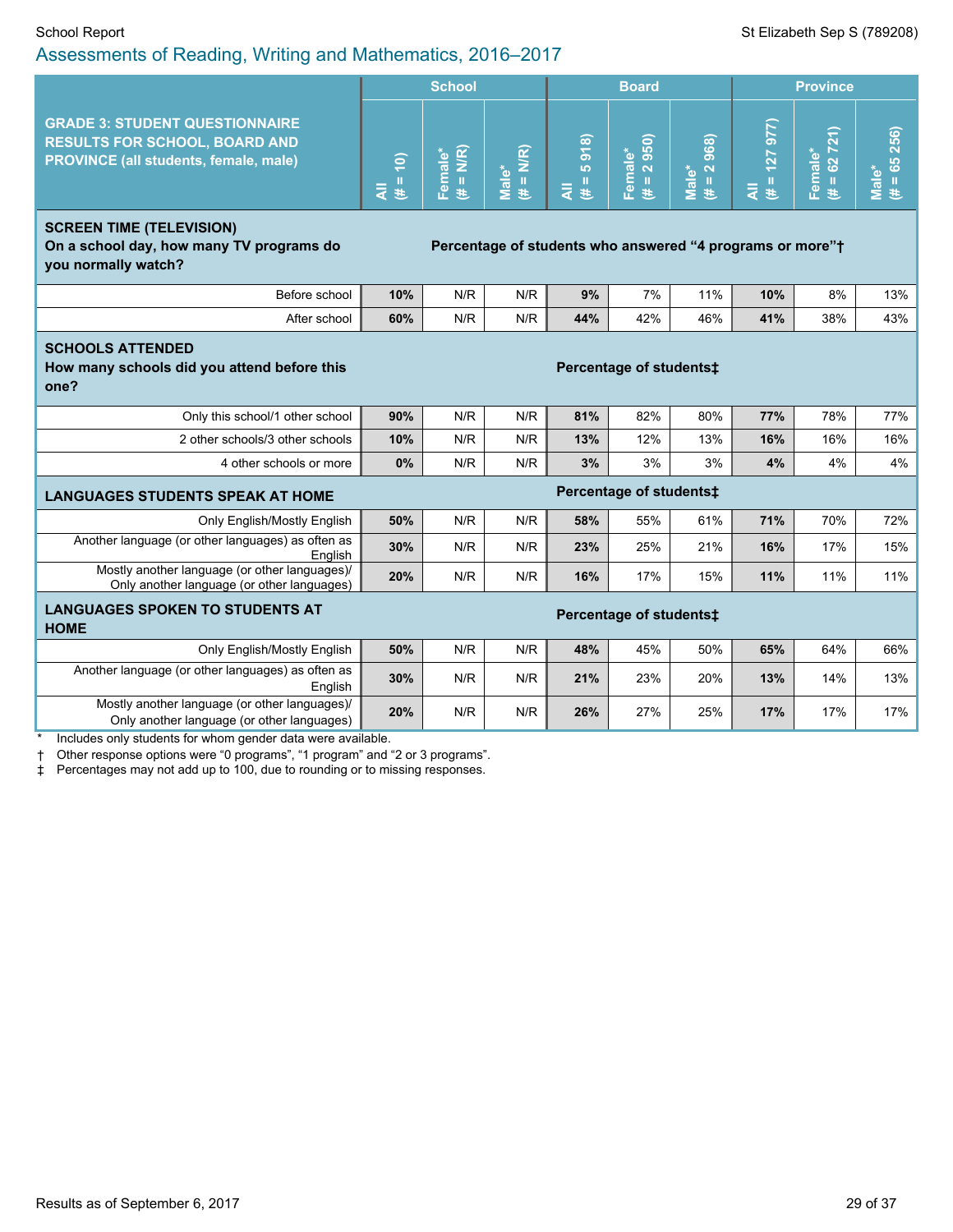## Assessments of Reading, Writing and Mathematics, 2016–2017

| GRADE 3: STUDENT QUESTIONNAIRE RESULTS FOR SCHOOL, BOARD AND PROVINCE (all students, female, male) | School | | | Board | | | Province | | |
|---|---|---|---|---|---|---|---|---|---|
| | All (# = 10) | Female* (# = N/R) | Male* (# = N/R) | All (# = 5 918) | Female* (# = 2 950) | Male* (# = 2 968) | All (# = 127 977) | Female* (# = 62 721) | Male* (# = 65 256) |
| **SCREEN TIME (TELEVISION)** **On a school day, how many TV programs do you normally watch?** | **Percentage of students who answered “4 programs or more”†** | | | | | | | | |
| Before school | **10%** | N/R | N/R | **9%** | 7% | 11% | **10%** | 8% | 13% |
| After school | **60%** | N/R | N/R | **44%** | 42% | 46% | **41%** | 38% | 43% |
| **SCHOOLS ATTENDED** **How many schools did you attend before this one?** | **Percentage of students‡** | | | | | | | | |
| Only this school/1 other school | **90%** | N/R | N/R | **81%** | 82% | 80% | **77%** | 78% | 77% |
| 2 other schools/3 other schools | **10%** | N/R | N/R | **13%** | 12% | 13% | **16%** | 16% | 16% |
| 4 other schools or more | **0%** | N/R | N/R | **3%** | 3% | 3% | **4%** | 4% | 4% |
| **LANGUAGES STUDENTS SPEAK AT HOME** | **Percentage of students‡** | | | | | | | | |
| Only English/Mostly English | **50%** | N/R | N/R | **58%** | 55% | 61% | **71%** | 70% | 72% |
| Another language (or other languages) as often as English | **30%** | N/R | N/R | **23%** | 25% | 21% | **16%** | 17% | 15% |
| Mostly another language (or other languages)/ Only another language (or other languages) | **20%** | N/R | N/R | **16%** | 17% | 15% | **11%** | 11% | 11% |
| **LANGUAGES SPOKEN TO STUDENTS AT HOME** | **Percentage of students‡** | | | | | | | | |
| Only English/Mostly English | **50%** | N/R | N/R | **48%** | 45% | 50% | **65%** | 64% | 66% |
| Another language (or other languages) as often as English | **30%** | N/R | N/R | **21%** | 23% | 20% | **13%** | 14% | 13% |
| Mostly another language (or other languages)/ Only another language (or other languages) | **20%** | N/R | N/R | **26%** | 27% | 25% | **17%** | 17% | 17% |

\* Includes only students for whom gender data were available.

† Other response options were “0 programs”, “1 program” and “2 or 3 programs”.

‡ Percentages may not add up to 100, due to rounding or to missing responses.

Results as of September 6, 2017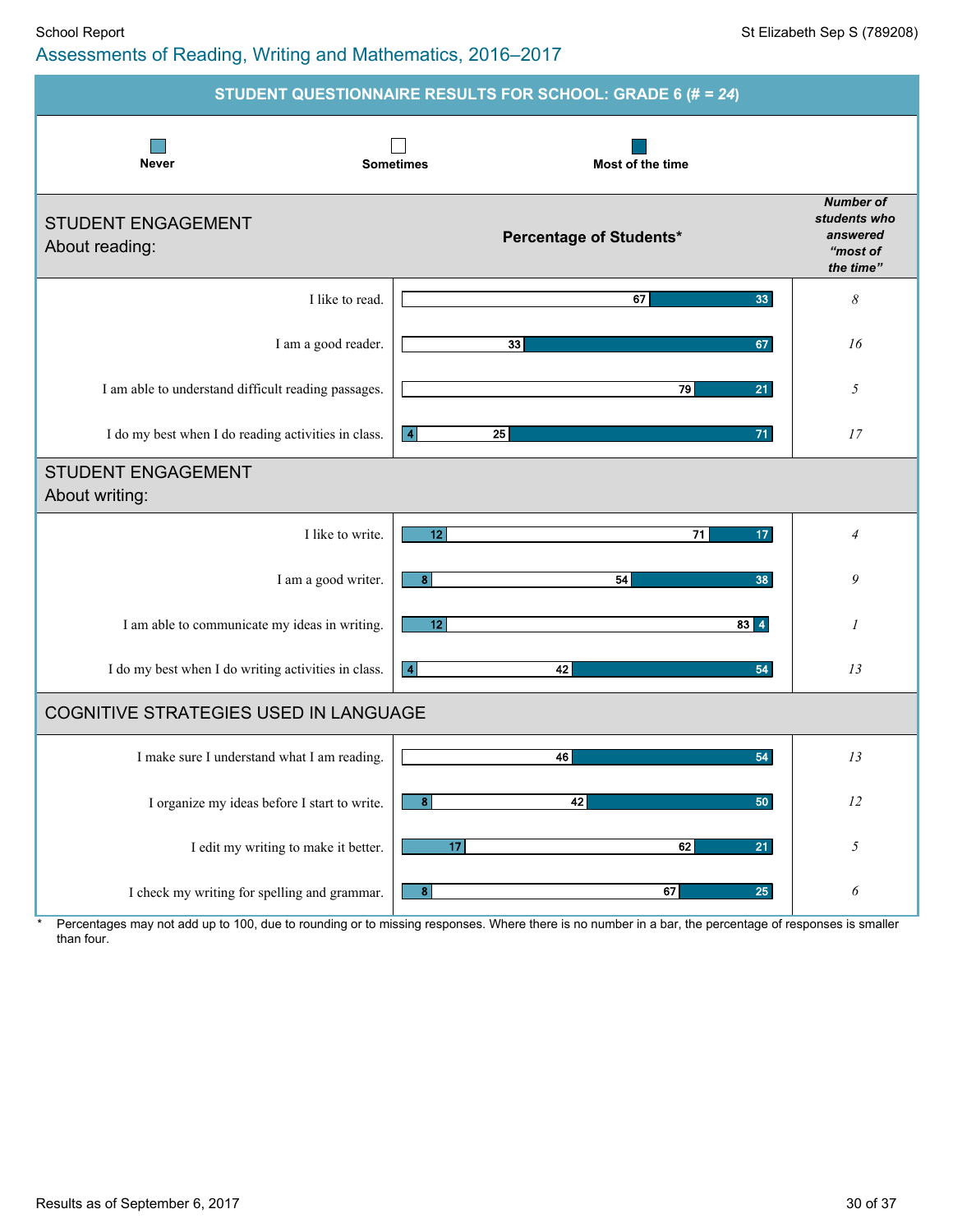Assessments of Reading, Writing and Mathematics, 2016–2017

## STUDENT QUESTIONNAIRE RESULTS FOR SCHOOL: GRADE 6 (# = *24*)

Legend: Never | Sometimes | Most of the time

| | Never | Sometimes | Most of the time | Number of students who answered "most of the time" |
|---|---|---|---|---|
| **STUDENT ENGAGEMENT About reading:** | | | | |
| I like to read. | | 67 | 33 | *8* |
| I am a good reader. | | 33 | 67 | *16* |
| I am able to understand difficult reading passages. | | 79 | 21 | *5* |
| I do my best when I do reading activities in class. | 4 | 25 | 71 | *17* |
| **STUDENT ENGAGEMENT About writing:** | | | | |
| I like to write. | 12 | 71 | 17 | *4* |
| I am a good writer. | 8 | 54 | 38 | *9* |
| I am able to communicate my ideas in writing. | 12 | 83 | 4 | *1* |
| I do my best when I do writing activities in class. | 4 | 42 | 54 | *13* |
| **COGNITIVE STRATEGIES USED IN LANGUAGE** | | | | |
| I make sure I understand what I am reading. | | 46 | 54 | *13* |
| I organize my ideas before I start to write. | 8 | 42 | 50 | *12* |
| I edit my writing to make it better. | 17 | 62 | 21 | *5* |
| I check my writing for spelling and grammar. | 8 | 67 | 25 | *6* |

\* Percentages may not add up to 100, due to rounding or to missing responses. Where there is no number in a bar, the percentage of responses is smaller than four.

Results as of September 6, 2017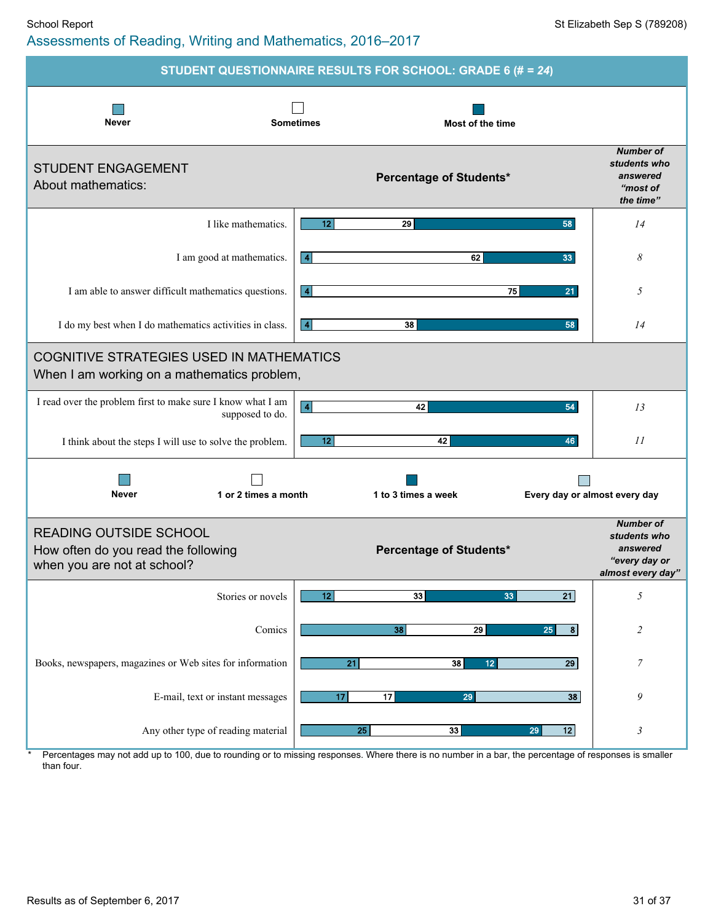## Assessments of Reading, Writing and Mathematics, 2016–2017

### STUDENT QUESTIONNAIRE RESULTS FOR SCHOOL: GRADE 6 (# = *24*)

Legend: Never | Sometimes | Most of the time

**STUDENT ENGAGEMENT**
About mathematics:

| Statement | Never (%) | Sometimes (%) | Most of the time (%) | Number of students who answered "most of the time" |
|---|---|---|---|---|
| I like mathematics. | 12 | 29 | 58 | *14* |
| I am good at mathematics. | 4 | 62 | 33 | *8* |
| I am able to answer difficult mathematics questions. | 4 | 75 | 21 | *5* |
| I do my best when I do mathematics activities in class. | 4 | 38 | 58 | *14* |

**COGNITIVE STRATEGIES USED IN MATHEMATICS**
When I am working on a mathematics problem,

| Statement | Never (%) | Sometimes (%) | Most of the time (%) | Number of students who answered "most of the time" |
|---|---|---|---|---|
| I read over the problem first to make sure I know what I am supposed to do. | 4 | 42 | 54 | *13* |
| I think about the steps I will use to solve the problem. | 12 | 42 | 46 | *11* |

Legend: Never | 1 or 2 times a month | 1 to 3 times a week | Every day or almost every day

**READING OUTSIDE SCHOOL**
How often do you read the following when you are not at school?

| Reading material | Never (%) | 1 or 2 times a month (%) | 1 to 3 times a week (%) | Every day or almost every day (%) | Number of students who answered "every day or almost every day" |
|---|---|---|---|---|---|
| Stories or novels | 12 | 33 | 33 | 21 | *5* |
| Comics | 38 | 29 | 25 | 8 | *2* |
| Books, newspapers, magazines or Web sites for information | 21 | 38 | 12 | 29 | *7* |
| E-mail, text or instant messages | 17 | 17 | 29 | 38 | *9* |
| Any other type of reading material | 25 | 33 | 29 | 12 | *3* |

\* Percentages may not add up to 100, due to rounding or to missing responses. Where there is no number in a bar, the percentage of responses is smaller than four.

Results as of September 6, 2017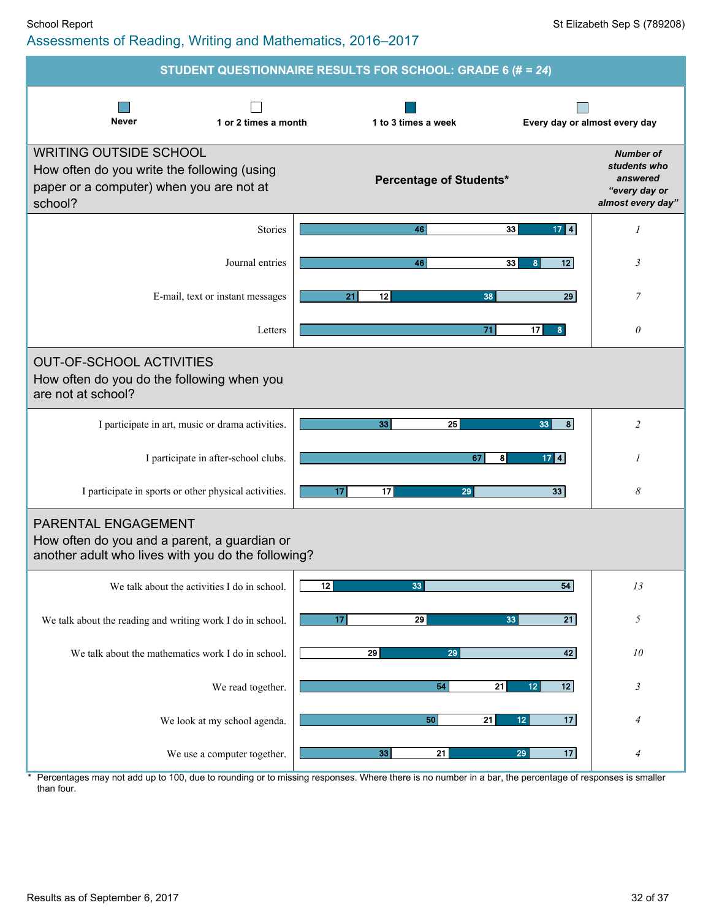School Report

St Elizabeth Sep S (789208)

## Assessments of Reading, Writing and Mathematics, 2016–2017

### STUDENT QUESTIONNAIRE RESULTS FOR SCHOOL: GRADE 6 (# = *24*)

Legend: Never | 1 or 2 times a month | 1 to 3 times a week | Every day or almost every day

#### WRITING OUTSIDE SCHOOL

How often do you write the following (using paper or a computer) when you are not at school?

| | Never | 1 or 2 times a month | 1 to 3 times a week | Every day or almost every day | Number of students who answered "every day or almost every day" |
|---|---|---|---|---|---|
| Stories | 46 | 33 | 17 | 4 | *1* |
| Journal entries | 46 | 33 | 8 | 12 | *3* |
| E-mail, text or instant messages | 21 | 12 | 38 | 29 | *7* |
| Letters | 71 | 17 | 8 | | *0* |

#### OUT-OF-SCHOOL ACTIVITIES

How often do you do the following when you are not at school?

| | Never | 1 or 2 times a month | 1 to 3 times a week | Every day or almost every day | Number of students who answered "every day or almost every day" |
|---|---|---|---|---|---|
| I participate in art, music or drama activities. | 33 | 25 | 33 | 8 | *2* |
| I participate in after-school clubs. | 67 | 8 | 17 | 4 | *1* |
| I participate in sports or other physical activities. | 17 | 17 | 29 | 33 | *8* |

#### PARENTAL ENGAGEMENT

How often do you and a parent, a guardian or another adult who lives with you do the following?

| | Never | 1 or 2 times a month | 1 to 3 times a week | Every day or almost every day | Number of students who answered "every day or almost every day" |
|---|---|---|---|---|---|
| We talk about the activities I do in school. | | 12 | 33 | 54 | *13* |
| We talk about the reading and writing work I do in school. | 17 | 29 | 33 | 21 | *5* |
| We talk about the mathematics work I do in school. | | 29 | 29 | 42 | *10* |
| We read together. | 54 | 21 | 12 | 12 | *3* |
| We look at my school agenda. | 50 | 21 | 12 | 17 | *4* |
| We use a computer together. | 33 | 21 | 29 | 17 | *4* |

\* Percentages may not add up to 100, due to rounding or to missing responses. Where there is no number in a bar, the percentage of responses is smaller than four.

Results as of September 6, 2017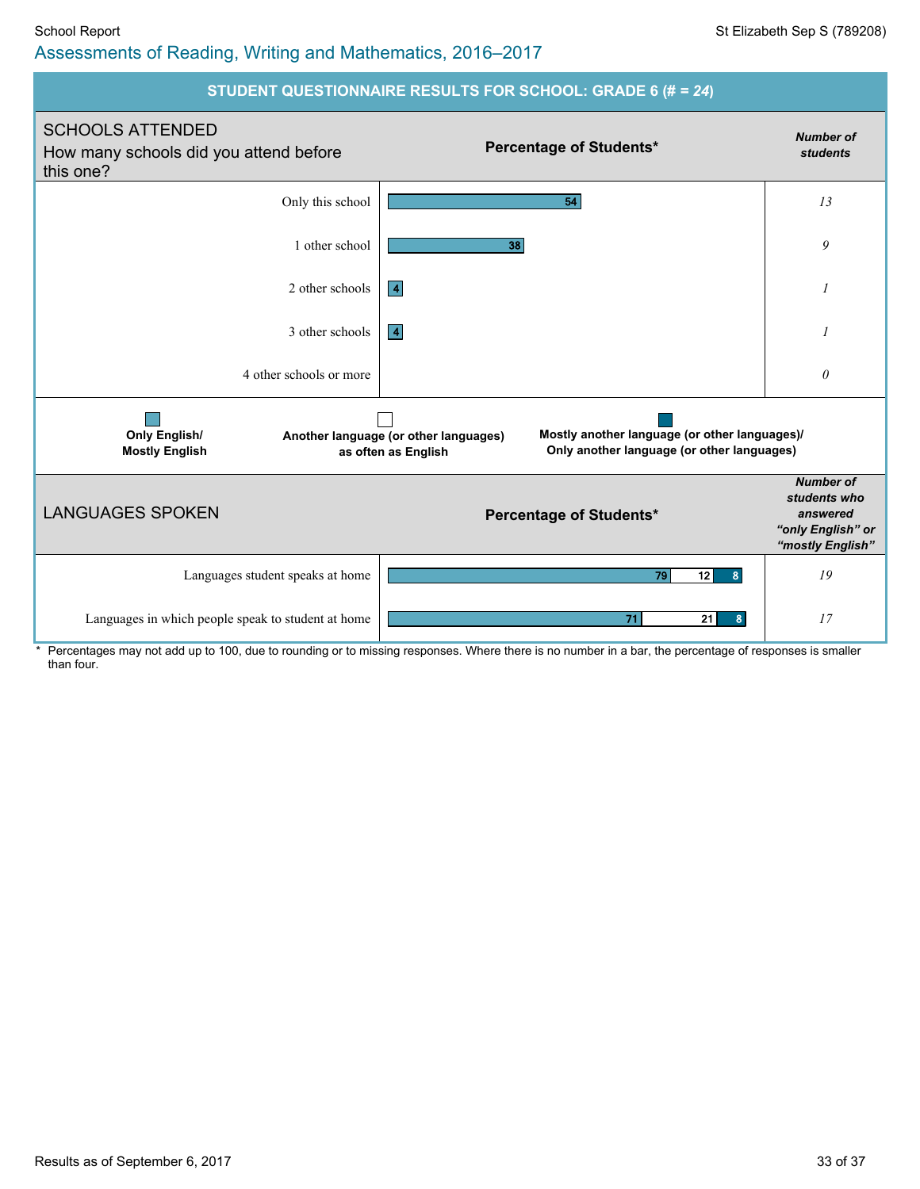# Assessments of Reading, Writing and Mathematics, 2016–2017

School Report — St Elizabeth Sep S (789208)

## STUDENT QUESTIONNAIRE RESULTS FOR SCHOOL: GRADE 6 (# = *24*)

### SCHOOLS ATTENDED

How many schools did you attend before this one?

| | Percentage of Students* | *Number of students* |
|---|---|---|
| Only this school | 54 | *13* |
| 1 other school | 38 | *9* |
| 2 other schools | 4 | *1* |
| 3 other schools | 4 | *1* |
| 4 other schools or more | | *0* |

**Legend:** Only English/ Mostly English | Another language (or other languages) as often as English | Mostly another language (or other languages)/ Only another language (or other languages)

### LANGUAGES SPOKEN

| | Only English/ Mostly English | Another language (or other languages) as often as English | Mostly another language (or other languages)/ Only another language (or other languages) | *Number of students who answered "only English" or "mostly English"* |
|---|---|---|---|---|
| Languages student speaks at home | 79 | 12 | 8 | *19* |
| Languages in which people speak to student at home | 71 | 21 | 8 | *17* |

\* Percentages may not add up to 100, due to rounding or to missing responses. Where there is no number in a bar, the percentage of responses is smaller than four.

Results as of September 6, 2017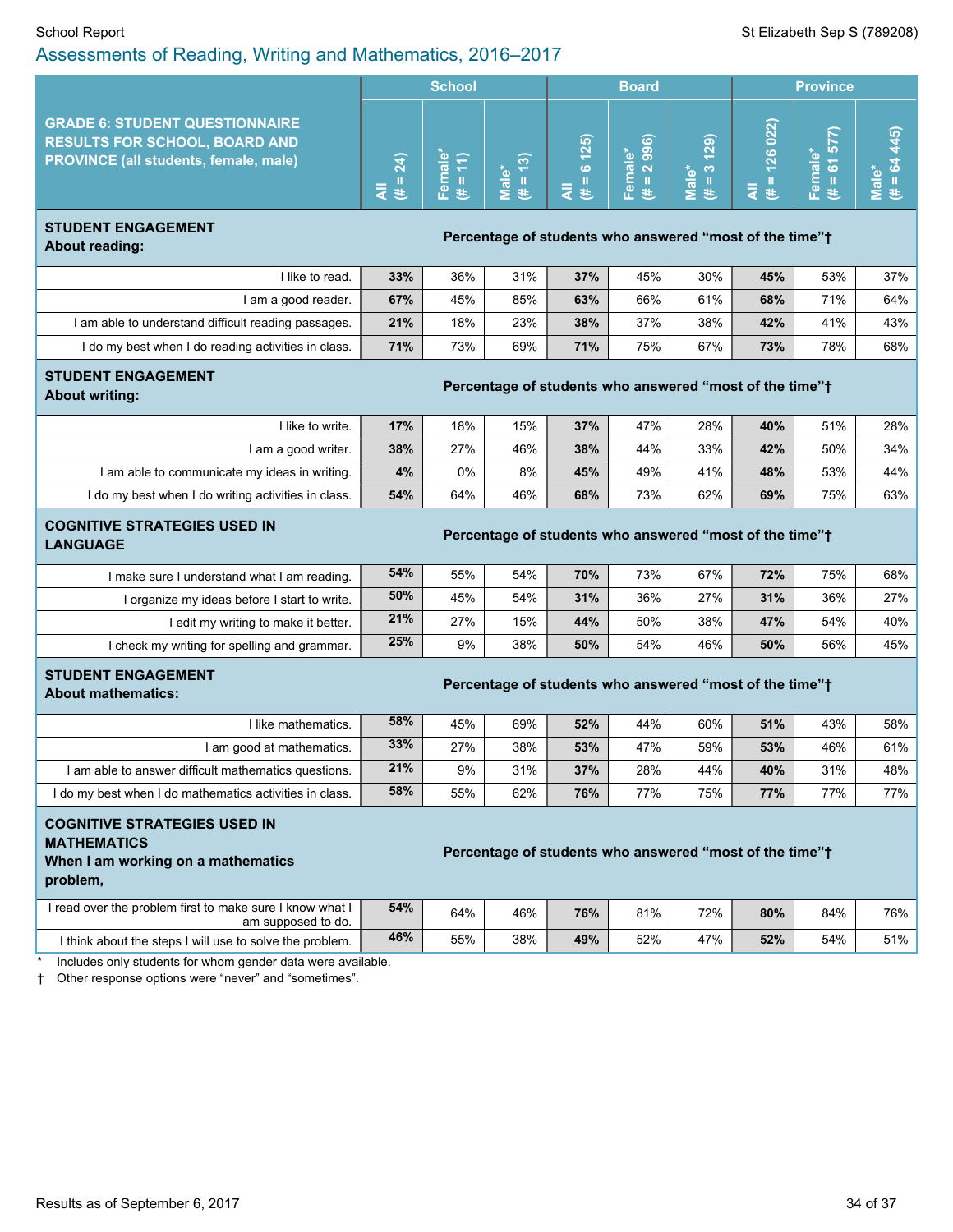## Assessments of Reading, Writing and Mathematics, 2016–2017

| GRADE 6: STUDENT QUESTIONNAIRE RESULTS FOR SCHOOL, BOARD AND PROVINCE (all students, female, male) | School | | | Board | | | Province | | |
|---|---|---|---|---|---|---|---|---|---|
| | All (# = 24) | Female* (# = 11) | Male* (# = 13) | All (# = 6 125) | Female* (# = 2 996) | Male* (# = 3 129) | All (# = 126 022) | Female* (# = 61 577) | Male* (# = 64 445) |
| **STUDENT ENGAGEMENT About reading:** | Percentage of students who answered "most of the time"† | | | | | | | | |
| I like to read. | **33%** | 36% | 31% | **37%** | 45% | 30% | **45%** | 53% | 37% |
| I am a good reader. | **67%** | 45% | 85% | **63%** | 66% | 61% | **68%** | 71% | 64% |
| I am able to understand difficult reading passages. | **21%** | 18% | 23% | **38%** | 37% | 38% | **42%** | 41% | 43% |
| I do my best when I do reading activities in class. | **71%** | 73% | 69% | **71%** | 75% | 67% | **73%** | 78% | 68% |
| **STUDENT ENGAGEMENT About writing:** | Percentage of students who answered "most of the time"† | | | | | | | | |
| I like to write. | **17%** | 18% | 15% | **37%** | 47% | 28% | **40%** | 51% | 28% |
| I am a good writer. | **38%** | 27% | 46% | **38%** | 44% | 33% | **42%** | 50% | 34% |
| I am able to communicate my ideas in writing. | **4%** | 0% | 8% | **45%** | 49% | 41% | **48%** | 53% | 44% |
| I do my best when I do writing activities in class. | **54%** | 64% | 46% | **68%** | 73% | 62% | **69%** | 75% | 63% |
| **COGNITIVE STRATEGIES USED IN LANGUAGE** | Percentage of students who answered "most of the time"† | | | | | | | | |
| I make sure I understand what I am reading. | **54%** | 55% | 54% | **70%** | 73% | 67% | **72%** | 75% | 68% |
| I organize my ideas before I start to write. | **50%** | 45% | 54% | **31%** | 36% | 27% | **31%** | 36% | 27% |
| I edit my writing to make it better. | **21%** | 27% | 15% | **44%** | 50% | 38% | **47%** | 54% | 40% |
| I check my writing for spelling and grammar. | **25%** | 9% | 38% | **50%** | 54% | 46% | **50%** | 56% | 45% |
| **STUDENT ENGAGEMENT About mathematics:** | Percentage of students who answered "most of the time"† | | | | | | | | |
| I like mathematics. | **58%** | 45% | 69% | **52%** | 44% | 60% | **51%** | 43% | 58% |
| I am good at mathematics. | **33%** | 27% | 38% | **53%** | 47% | 59% | **53%** | 46% | 61% |
| I am able to answer difficult mathematics questions. | **21%** | 9% | 31% | **37%** | 28% | 44% | **40%** | 31% | 48% |
| I do my best when I do mathematics activities in class. | **58%** | 55% | 62% | **76%** | 77% | 75% | **77%** | 77% | 77% |
| **COGNITIVE STRATEGIES USED IN MATHEMATICS When I am working on a mathematics problem,** | Percentage of students who answered "most of the time"† | | | | | | | | |
| I read over the problem first to make sure I know what I am supposed to do. | **54%** | 64% | 46% | **76%** | 81% | 72% | **80%** | 84% | 76% |
| I think about the steps I will use to solve the problem. | **46%** | 55% | 38% | **49%** | 52% | 47% | **52%** | 54% | 51% |

\* Includes only students for whom gender data were available.

† Other response options were "never" and "sometimes".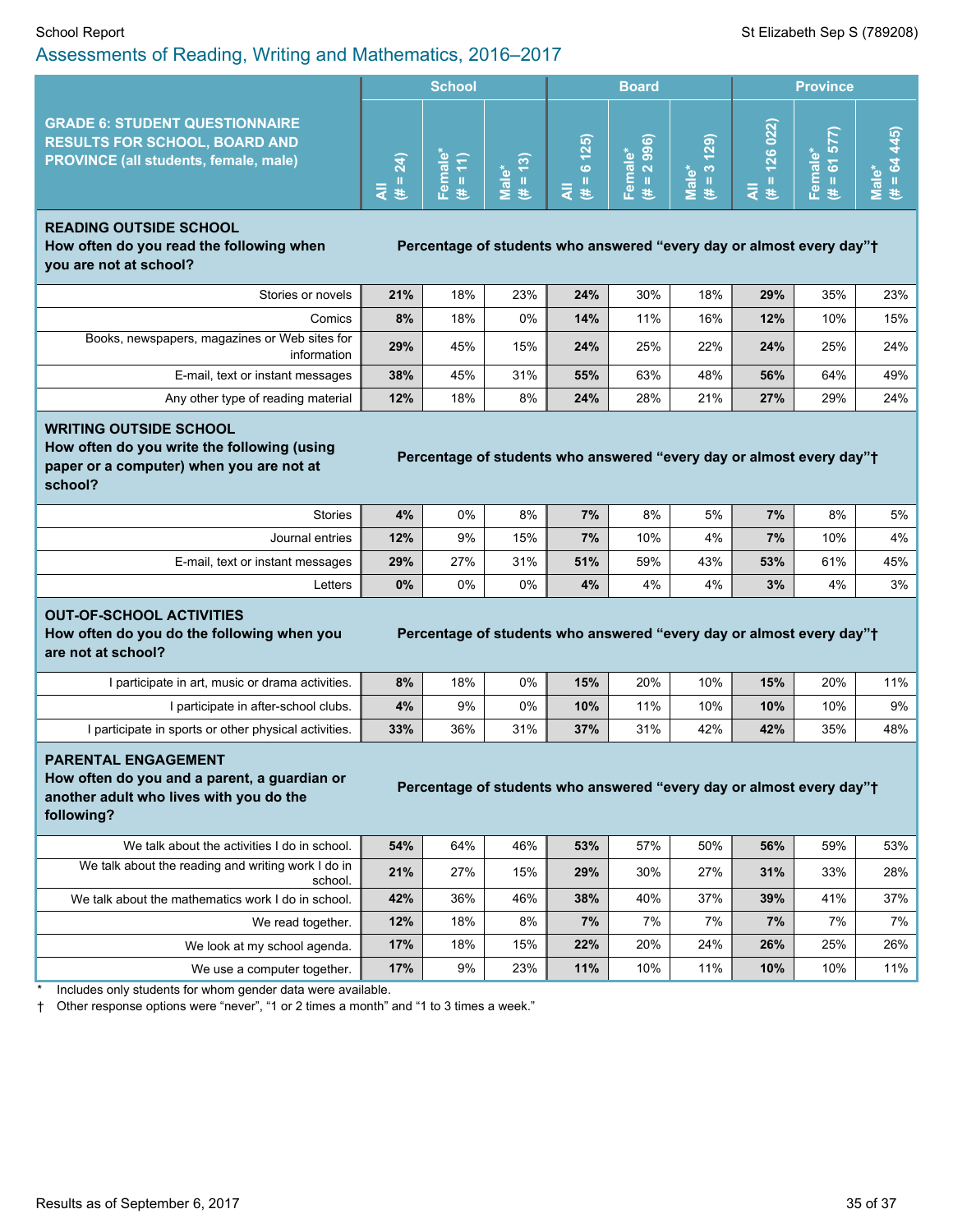## Assessments of Reading, Writing and Mathematics, 2016–2017

| GRADE 6: STUDENT QUESTIONNAIRE RESULTS FOR SCHOOL, BOARD AND PROVINCE (all students, female, male) | School | | | Board | | | Province | | |
|---|---|---|---|---|---|---|---|---|---|
| | All (# = 24) | Female* (# = 11) | Male* (# = 13) | All (# = 6 125) | Female* (# = 2 996) | Male* (# = 3 129) | All (# = 126 022) | Female* (# = 61 577) | Male* (# = 64 445) |
| **READING OUTSIDE SCHOOL** **How often do you read the following when you are not at school?** | **Percentage of students who answered “every day or almost every day”†** | | | | | | | | |
| Stories or novels | **21%** | 18% | 23% | **24%** | 30% | 18% | **29%** | 35% | 23% |
| Comics | **8%** | 18% | 0% | **14%** | 11% | 16% | **12%** | 10% | 15% |
| Books, newspapers, magazines or Web sites for information | **29%** | 45% | 15% | **24%** | 25% | 22% | **24%** | 25% | 24% |
| E-mail, text or instant messages | **38%** | 45% | 31% | **55%** | 63% | 48% | **56%** | 64% | 49% |
| Any other type of reading material | **12%** | 18% | 8% | **24%** | 28% | 21% | **27%** | 29% | 24% |
| **WRITING OUTSIDE SCHOOL** **How often do you write the following (using paper or a computer) when you are not at school?** | **Percentage of students who answered “every day or almost every day”†** | | | | | | | | |
| Stories | **4%** | 0% | 8% | **7%** | 8% | 5% | **7%** | 8% | 5% |
| Journal entries | **12%** | 9% | 15% | **7%** | 10% | 4% | **7%** | 10% | 4% |
| E-mail, text or instant messages | **29%** | 27% | 31% | **51%** | 59% | 43% | **53%** | 61% | 45% |
| Letters | **0%** | 0% | 0% | **4%** | 4% | 4% | **3%** | 4% | 3% |
| **OUT-OF-SCHOOL ACTIVITIES** **How often do you do the following when you are not at school?** | **Percentage of students who answered “every day or almost every day”†** | | | | | | | | |
| I participate in art, music or drama activities. | **8%** | 18% | 0% | **15%** | 20% | 10% | **15%** | 20% | 11% |
| I participate in after-school clubs. | **4%** | 9% | 0% | **10%** | 11% | 10% | **10%** | 10% | 9% |
| I participate in sports or other physical activities. | **33%** | 36% | 31% | **37%** | 31% | 42% | **42%** | 35% | 48% |
| **PARENTAL ENGAGEMENT** **How often do you and a parent, a guardian or another adult who lives with you do the following?** | **Percentage of students who answered “every day or almost every day”†** | | | | | | | | |
| We talk about the activities I do in school. | **54%** | 64% | 46% | **53%** | 57% | 50% | **56%** | 59% | 53% |
| We talk about the reading and writing work I do in school. | **21%** | 27% | 15% | **29%** | 30% | 27% | **31%** | 33% | 28% |
| We talk about the mathematics work I do in school. | **42%** | 36% | 46% | **38%** | 40% | 37% | **39%** | 41% | 37% |
| We read together. | **12%** | 18% | 8% | **7%** | 7% | 7% | **7%** | 7% | 7% |
| We look at my school agenda. | **17%** | 18% | 15% | **22%** | 20% | 24% | **26%** | 25% | 26% |
| We use a computer together. | **17%** | 9% | 23% | **11%** | 10% | 11% | **10%** | 10% | 11% |

\* Includes only students for whom gender data were available.

† Other response options were “never”, “1 or 2 times a month” and “1 to 3 times a week.”

Results as of September 6, 2017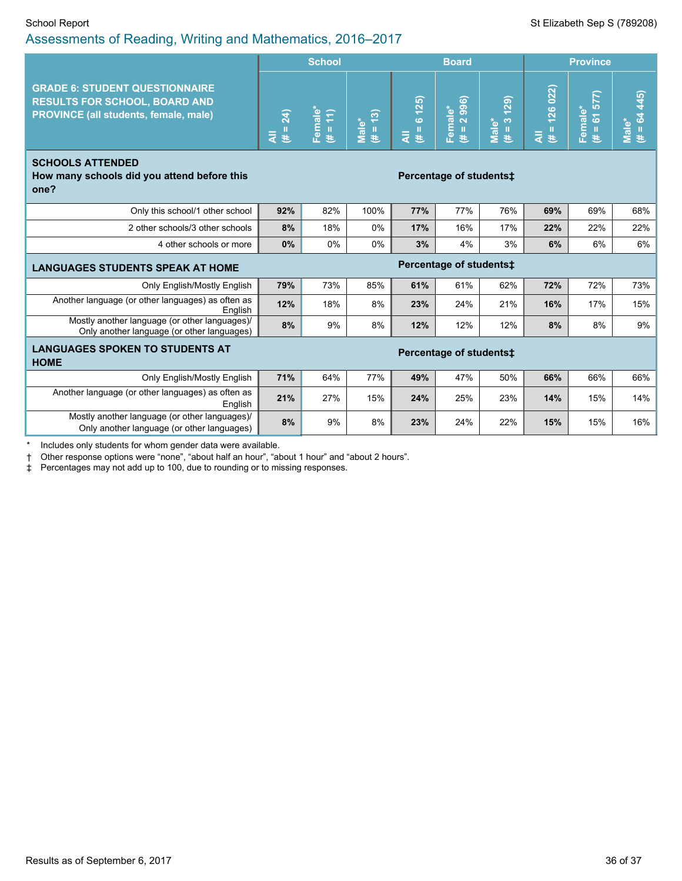## Assessments of Reading, Writing and Mathematics, 2016–2017

| GRADE 6: STUDENT QUESTIONNAIRE RESULTS FOR SCHOOL, BOARD AND PROVINCE (all students, female, male) | School | | | Board | | | Province | | |
|---|---|---|---|---|---|---|---|---|---|
| | All (# = 24) | Female* (# = 11) | Male* (# = 13) | All (# = 6 125) | Female* (# = 2 996) | Male* (# = 3 129) | All (# = 126 022) | Female* (# = 61 577) | Male* (# = 64 445) |
| **SCHOOLS ATTENDED** **How many schools did you attend before this one?** | **Percentage of students‡** | | | | | | | | |
| Only this school/1 other school | **92%** | 82% | 100% | **77%** | 77% | 76% | **69%** | 69% | 68% |
| 2 other schools/3 other schools | **8%** | 18% | 0% | **17%** | 16% | 17% | **22%** | 22% | 22% |
| 4 other schools or more | **0%** | 0% | 0% | **3%** | 4% | 3% | **6%** | 6% | 6% |
| **LANGUAGES STUDENTS SPEAK AT HOME** | **Percentage of students‡** | | | | | | | | |
| Only English/Mostly English | **79%** | 73% | 85% | **61%** | 61% | 62% | **72%** | 72% | 73% |
| Another language (or other languages) as often as English | **12%** | 18% | 8% | **23%** | 24% | 21% | **16%** | 17% | 15% |
| Mostly another language (or other languages)/ Only another language (or other languages) | **8%** | 9% | 8% | **12%** | 12% | 12% | **8%** | 8% | 9% |
| **LANGUAGES SPOKEN TO STUDENTS AT HOME** | **Percentage of students‡** | | | | | | | | |
| Only English/Mostly English | **71%** | 64% | 77% | **49%** | 47% | 50% | **66%** | 66% | 66% |
| Another language (or other languages) as often as English | **21%** | 27% | 15% | **24%** | 25% | 23% | **14%** | 15% | 14% |
| Mostly another language (or other languages)/ Only another language (or other languages) | **8%** | 9% | 8% | **23%** | 24% | 22% | **15%** | 15% | 16% |

\* Includes only students for whom gender data were available.

† Other response options were “none”, “about half an hour”, “about 1 hour” and “about 2 hours”.

‡ Percentages may not add up to 100, due to rounding or to missing responses.

Results as of September 6, 2017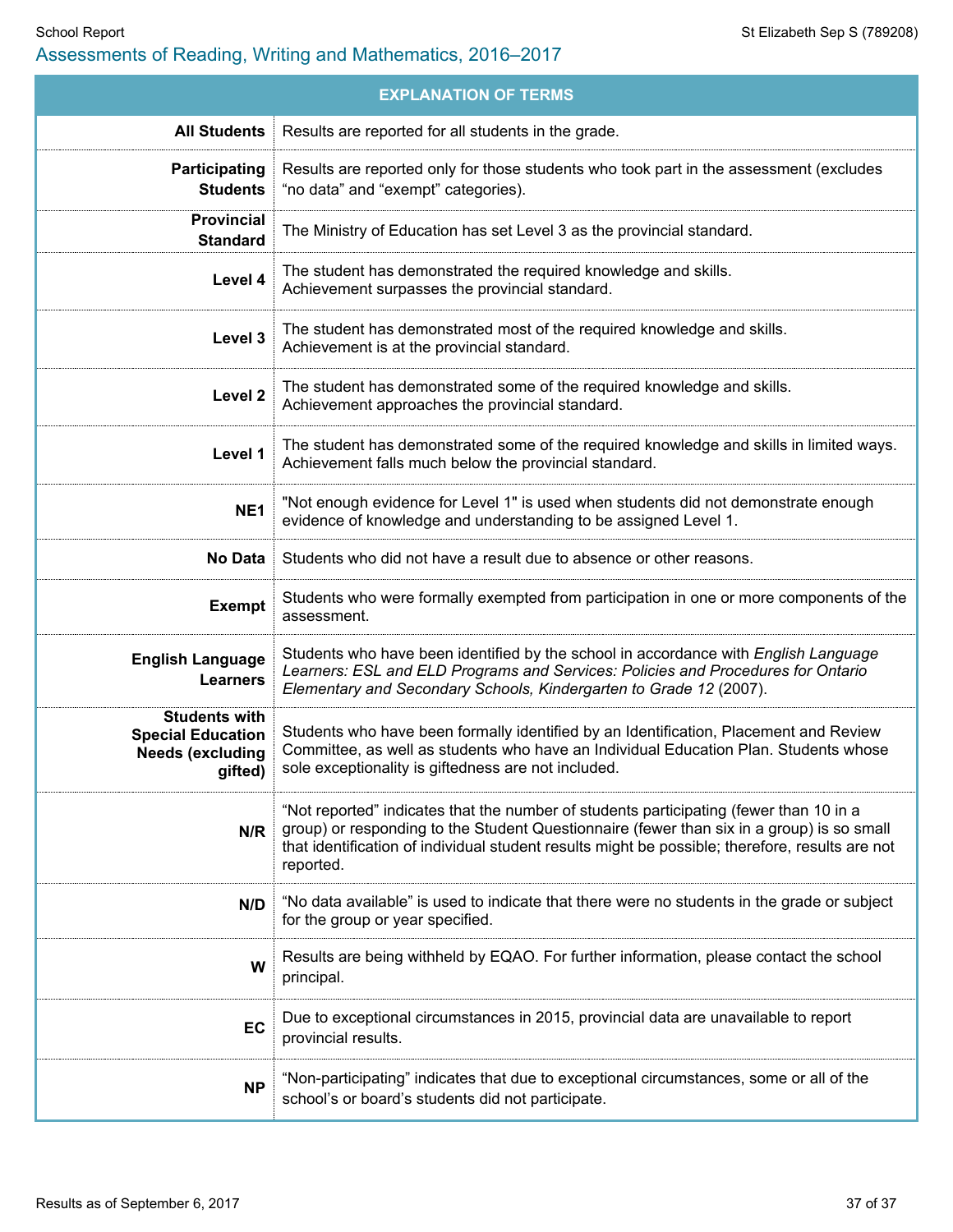## Assessments of Reading, Writing and Mathematics, 2016–2017

| EXPLANATION OF TERMS | |
|---|---|
| **All Students** | Results are reported for all students in the grade. |
| **Participating Students** | Results are reported only for those students who took part in the assessment (excludes "no data" and "exempt" categories). |
| **Provincial Standard** | The Ministry of Education has set Level 3 as the provincial standard. |
| **Level 4** | The student has demonstrated the required knowledge and skills. Achievement surpasses the provincial standard. |
| **Level 3** | The student has demonstrated most of the required knowledge and skills. Achievement is at the provincial standard. |
| **Level 2** | The student has demonstrated some of the required knowledge and skills. Achievement approaches the provincial standard. |
| **Level 1** | The student has demonstrated some of the required knowledge and skills in limited ways. Achievement falls much below the provincial standard. |
| **NE1** | "Not enough evidence for Level 1" is used when students did not demonstrate enough evidence of knowledge and understanding to be assigned Level 1. |
| **No Data** | Students who did not have a result due to absence or other reasons. |
| **Exempt** | Students who were formally exempted from participation in one or more components of the assessment. |
| **English Language Learners** | Students who have been identified by the school in accordance with *English Language Learners: ESL and ELD Programs and Services: Policies and Procedures for Ontario Elementary and Secondary Schools, Kindergarten to Grade 12* (2007). |
| **Students with Special Education Needs (excluding gifted)** | Students who have been formally identified by an Identification, Placement and Review Committee, as well as students who have an Individual Education Plan. Students whose sole exceptionality is giftedness are not included. |
| **N/R** | "Not reported" indicates that the number of students participating (fewer than 10 in a group) or responding to the Student Questionnaire (fewer than six in a group) is so small that identification of individual student results might be possible; therefore, results are not reported. |
| **N/D** | "No data available" is used to indicate that there were no students in the grade or subject for the group or year specified. |
| **W** | Results are being withheld by EQAO. For further information, please contact the school principal. |
| **EC** | Due to exceptional circumstances in 2015, provincial data are unavailable to report provincial results. |
| **NP** | "Non-participating" indicates that due to exceptional circumstances, some or all of the school's or board's students did not participate. |

Results as of September 6, 2017